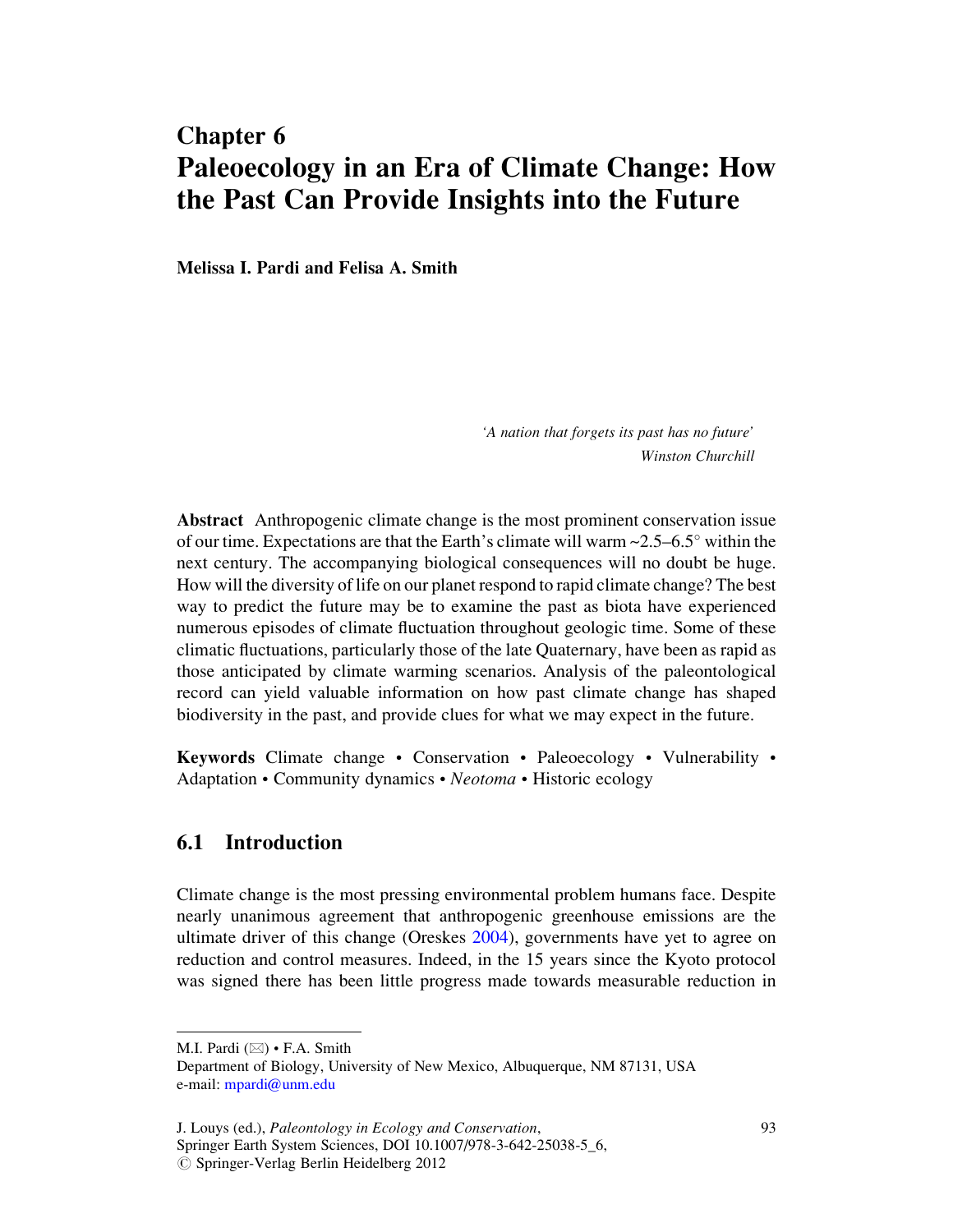# Chapter 6
# Paleoecology in an Era of Climate Change: How the Past Can Provide Insights into the Future

**Melissa I. Pardi and Felisa A. Smith**

> *'A nation that forgets its past has no future'*
> *Winston Churchill*

**Abstract** Anthropogenic climate change is the most prominent conservation issue of our time. Expectations are that the Earth's climate will warm ~2.5–6.5° within the next century. The accompanying biological consequences will no doubt be huge. How will the diversity of life on our planet respond to rapid climate change? The best way to predict the future may be to examine the past as biota have experienced numerous episodes of climate fluctuation throughout geologic time. Some of these climatic fluctuations, particularly those of the late Quaternary, have been as rapid as those anticipated by climate warming scenarios. Analysis of the paleontological record can yield valuable information on how past climate change has shaped biodiversity in the past, and provide clues for what we may expect in the future.

**Keywords** Climate change • Conservation • Paleoecology • Vulnerability • Adaptation • Community dynamics • *Neotoma* • Historic ecology

## 6.1 Introduction

Climate change is the most pressing environmental problem humans face. Despite nearly unanimous agreement that anthropogenic greenhouse emissions are the ultimate driver of this change (Oreskes 2004), governments have yet to agree on reduction and control measures. Indeed, in the 15 years since the Kyoto protocol was signed there has been little progress made towards measurable reduction in

---

M.I. Pardi (✉) • F.A. Smith
Department of Biology, University of New Mexico, Albuquerque, NM 87131, USA
e-mail: mpardi@unm.edu

J. Louys (ed.), *Paleontology in Ecology and Conservation*,
Springer Earth System Sciences, DOI 10.1007/978-3-642-25038-5_6,
© Springer-Verlag Berlin Heidelberg 2012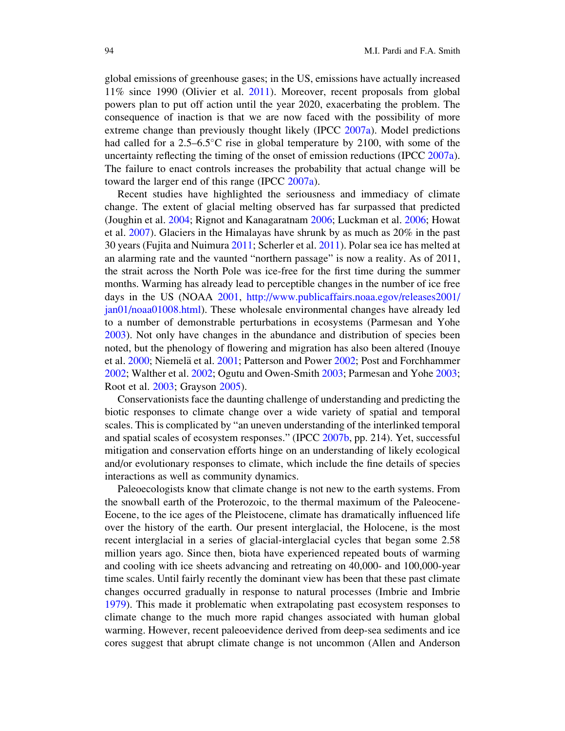global emissions of greenhouse gases; in the US, emissions have actually increased 11% since 1990 (Olivier et al. 2011). Moreover, recent proposals from global powers plan to put off action until the year 2020, exacerbating the problem. The consequence of inaction is that we are now faced with the possibility of more extreme change than previously thought likely (IPCC 2007a). Model predictions had called for a 2.5–6.5°C rise in global temperature by 2100, with some of the uncertainty reflecting the timing of the onset of emission reductions (IPCC 2007a). The failure to enact controls increases the probability that actual change will be toward the larger end of this range (IPCC 2007a).

Recent studies have highlighted the seriousness and immediacy of climate change. The extent of glacial melting observed has far surpassed that predicted (Joughin et al. 2004; Rignot and Kanagaratnam 2006; Luckman et al. 2006; Howat et al. 2007). Glaciers in the Himalayas have shrunk by as much as 20% in the past 30 years (Fujita and Nuimura 2011; Scherler et al. 2011). Polar sea ice has melted at an alarming rate and the vaunted "northern passage" is now a reality. As of 2011, the strait across the North Pole was ice-free for the first time during the summer months. Warming has already lead to perceptible changes in the number of ice free days in the US (NOAA 2001, http://www.publicaffairs.noaa.egov/releases2001/jan01/noaa01008.html). These wholesale environmental changes have already led to a number of demonstrable perturbations in ecosystems (Parmesan and Yohe 2003). Not only have changes in the abundance and distribution of species been noted, but the phenology of flowering and migration has also been altered (Inouye et al. 2000; Niemelä et al. 2001; Patterson and Power 2002; Post and Forchhammer 2002; Walther et al. 2002; Ogutu and Owen-Smith 2003; Parmesan and Yohe 2003; Root et al. 2003; Grayson 2005).

Conservationists face the daunting challenge of understanding and predicting the biotic responses to climate change over a wide variety of spatial and temporal scales. This is complicated by "an uneven understanding of the interlinked temporal and spatial scales of ecosystem responses." (IPCC 2007b, pp. 214). Yet, successful mitigation and conservation efforts hinge on an understanding of likely ecological and/or evolutionary responses to climate, which include the fine details of species interactions as well as community dynamics.

Paleoecologists know that climate change is not new to the earth systems. From the snowball earth of the Proterozoic, to the thermal maximum of the Paleocene-Eocene, to the ice ages of the Pleistocene, climate has dramatically influenced life over the history of the earth. Our present interglacial, the Holocene, is the most recent interglacial in a series of glacial-interglacial cycles that began some 2.58 million years ago. Since then, biota have experienced repeated bouts of warming and cooling with ice sheets advancing and retreating on 40,000- and 100,000-year time scales. Until fairly recently the dominant view has been that these past climate changes occurred gradually in response to natural processes (Imbrie and Imbrie 1979). This made it problematic when extrapolating past ecosystem responses to climate change to the much more rapid changes associated with human global warming. However, recent paleoevidence derived from deep-sea sediments and ice cores suggest that abrupt climate change is not uncommon (Allen and Anderson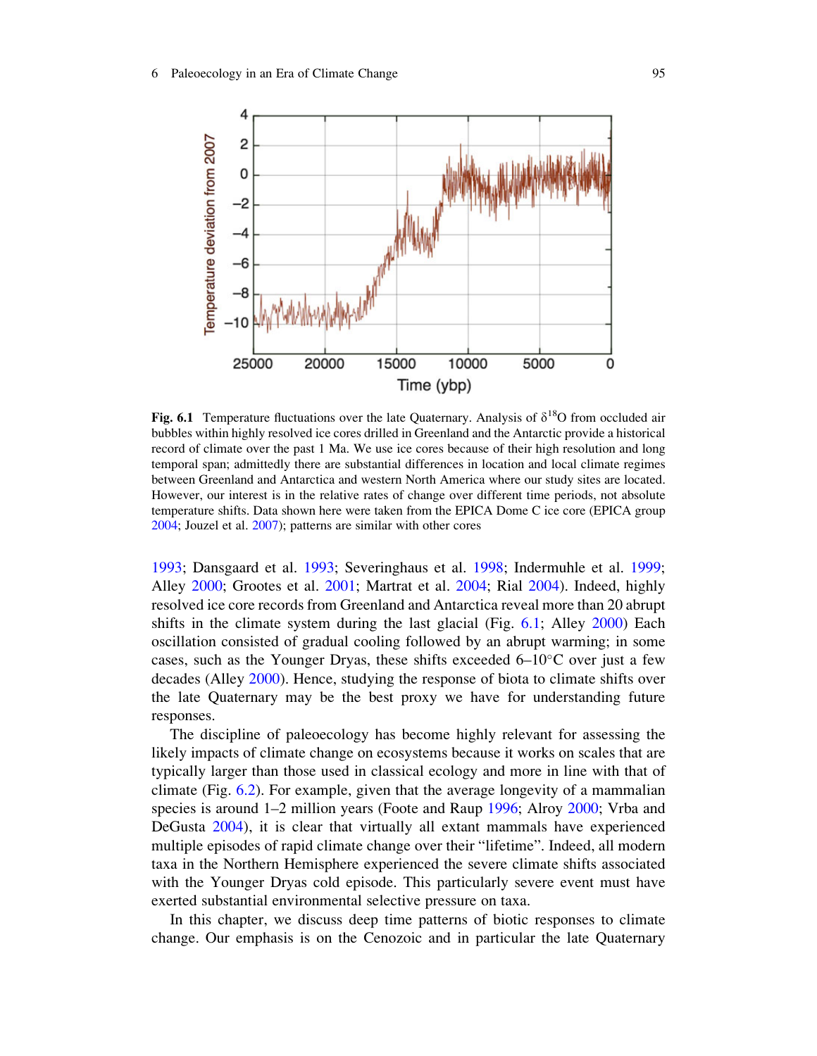Fig. 6.1 Temperature fluctuations over the late Quaternary. Analysis of $\delta^{18}O$ from occluded air bubbles within highly resolved ice cores drilled in Greenland and the Antarctic provide a historical record of climate over the past 1 Ma. We use ice cores because of their high resolution and long temporal span; admittedly there are substantial differences in location and local climate regimes between Greenland and Antarctica and western North America where our study sites are located. However, our interest is in the relative rates of change over different time periods, not absolute temperature shifts. Data shown here were taken from the EPICA Dome C ice core (EPICA group 2004; Jouzel et al. 2007); patterns are similar with other cores

1993; Dansgaard et al. 1993; Severinghaus et al. 1998; Indermuhle et al. 1999; Alley 2000; Grootes et al. 2001; Martrat et al. 2004; Rial 2004). Indeed, highly resolved ice core records from Greenland and Antarctica reveal more than 20 abrupt shifts in the climate system during the last glacial (Fig. 6.1; Alley 2000) Each oscillation consisted of gradual cooling followed by an abrupt warming; in some cases, such as the Younger Dryas, these shifts exceeded 6–10°C over just a few decades (Alley 2000). Hence, studying the response of biota to climate shifts over the late Quaternary may be the best proxy we have for understanding future responses.

The discipline of paleoecology has become highly relevant for assessing the likely impacts of climate change on ecosystems because it works on scales that are typically larger than those used in classical ecology and more in line with that of climate (Fig. 6.2). For example, given that the average longevity of a mammalian species is around 1–2 million years (Foote and Raup 1996; Alroy 2000; Vrba and DeGusta 2004), it is clear that virtually all extant mammals have experienced multiple episodes of rapid climate change over their "lifetime". Indeed, all modern taxa in the Northern Hemisphere experienced the severe climate shifts associated with the Younger Dryas cold episode. This particularly severe event must have exerted substantial environmental selective pressure on taxa.

In this chapter, we discuss deep time patterns of biotic responses to climate change. Our emphasis is on the Cenozoic and in particular the late Quaternary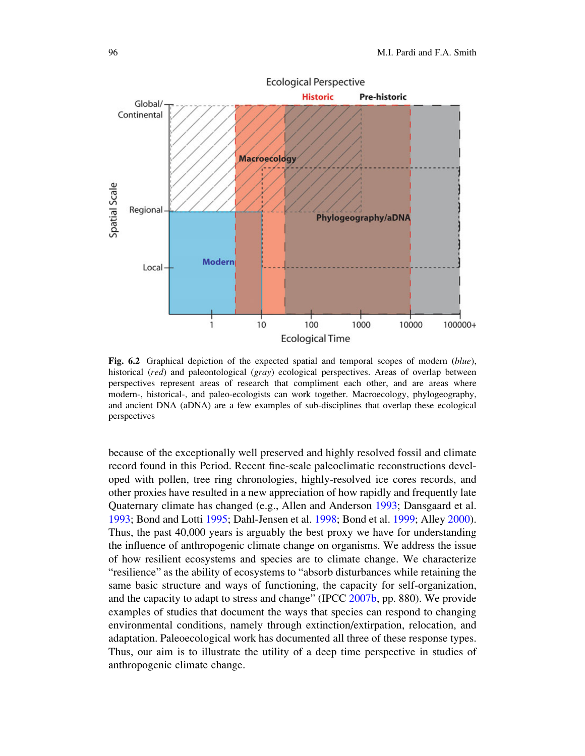Fig. 6.2 Graphical depiction of the expected spatial and temporal scopes of modern (*blue*), historical (*red*) and paleontological (*gray*) ecological perspectives. Areas of overlap between perspectives represent areas of research that compliment each other, and are areas where modern-, historical-, and paleo-ecologists can work together. Macroecology, phylogeography, and ancient DNA (aDNA) are a few examples of sub-disciplines that overlap these ecological perspectives

because of the exceptionally well preserved and highly resolved fossil and climate record found in this Period. Recent fine-scale paleoclimatic reconstructions developed with pollen, tree ring chronologies, highly-resolved ice cores records, and other proxies have resulted in a new appreciation of how rapidly and frequently late Quaternary climate has changed (e.g., Allen and Anderson 1993; Dansgaard et al. 1993; Bond and Lotti 1995; Dahl-Jensen et al. 1998; Bond et al. 1999; Alley 2000). Thus, the past 40,000 years is arguably the best proxy we have for understanding the influence of anthropogenic climate change on organisms. We address the issue of how resilient ecosystems and species are to climate change. We characterize "resilience" as the ability of ecosystems to "absorb disturbances while retaining the same basic structure and ways of functioning, the capacity for self-organization, and the capacity to adapt to stress and change" (IPCC 2007b, pp. 880). We provide examples of studies that document the ways that species can respond to changing environmental conditions, namely through extinction/extirpation, relocation, and adaptation. Paleoecological work has documented all three of these response types. Thus, our aim is to illustrate the utility of a deep time perspective in studies of anthropogenic climate change.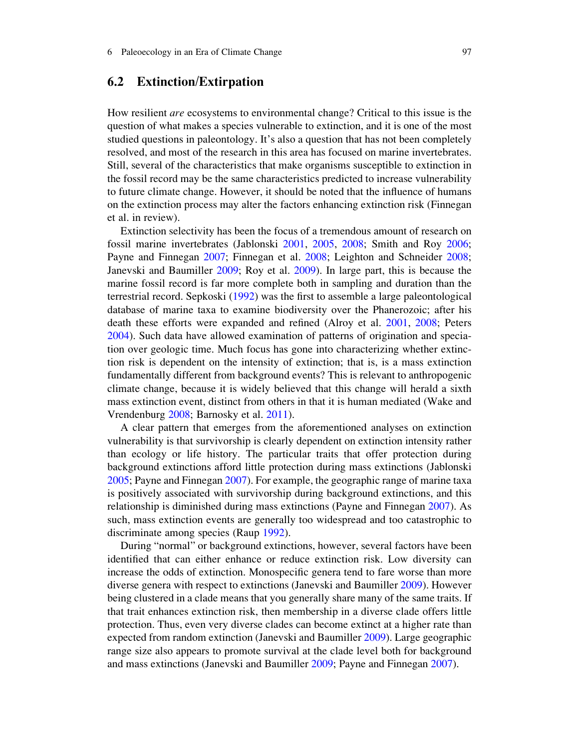## 6.2 Extinction/Extirpation

How resilient *are* ecosystems to environmental change? Critical to this issue is the question of what makes a species vulnerable to extinction, and it is one of the most studied questions in paleontology. It's also a question that has not been completely resolved, and most of the research in this area has focused on marine invertebrates. Still, several of the characteristics that make organisms susceptible to extinction in the fossil record may be the same characteristics predicted to increase vulnerability to future climate change. However, it should be noted that the influence of humans on the extinction process may alter the factors enhancing extinction risk (Finnegan et al. in review).

Extinction selectivity has been the focus of a tremendous amount of research on fossil marine invertebrates (Jablonski 2001, 2005, 2008; Smith and Roy 2006; Payne and Finnegan 2007; Finnegan et al. 2008; Leighton and Schneider 2008; Janevski and Baumiller 2009; Roy et al. 2009). In large part, this is because the marine fossil record is far more complete both in sampling and duration than the terrestrial record. Sepkoski (1992) was the first to assemble a large paleontological database of marine taxa to examine biodiversity over the Phanerozoic; after his death these efforts were expanded and refined (Alroy et al. 2001, 2008; Peters 2004). Such data have allowed examination of patterns of origination and speciation over geologic time. Much focus has gone into characterizing whether extinction risk is dependent on the intensity of extinction; that is, is a mass extinction fundamentally different from background events? This is relevant to anthropogenic climate change, because it is widely believed that this change will herald a sixth mass extinction event, distinct from others in that it is human mediated (Wake and Vrendenburg 2008; Barnosky et al. 2011).

A clear pattern that emerges from the aforementioned analyses on extinction vulnerability is that survivorship is clearly dependent on extinction intensity rather than ecology or life history. The particular traits that offer protection during background extinctions afford little protection during mass extinctions (Jablonski 2005; Payne and Finnegan 2007). For example, the geographic range of marine taxa is positively associated with survivorship during background extinctions, and this relationship is diminished during mass extinctions (Payne and Finnegan 2007). As such, mass extinction events are generally too widespread and too catastrophic to discriminate among species (Raup 1992).

During "normal" or background extinctions, however, several factors have been identified that can either enhance or reduce extinction risk. Low diversity can increase the odds of extinction. Monospecific genera tend to fare worse than more diverse genera with respect to extinctions (Janevski and Baumiller 2009). However being clustered in a clade means that you generally share many of the same traits. If that trait enhances extinction risk, then membership in a diverse clade offers little protection. Thus, even very diverse clades can become extinct at a higher rate than expected from random extinction (Janevski and Baumiller 2009). Large geographic range size also appears to promote survival at the clade level both for background and mass extinctions (Janevski and Baumiller 2009; Payne and Finnegan 2007).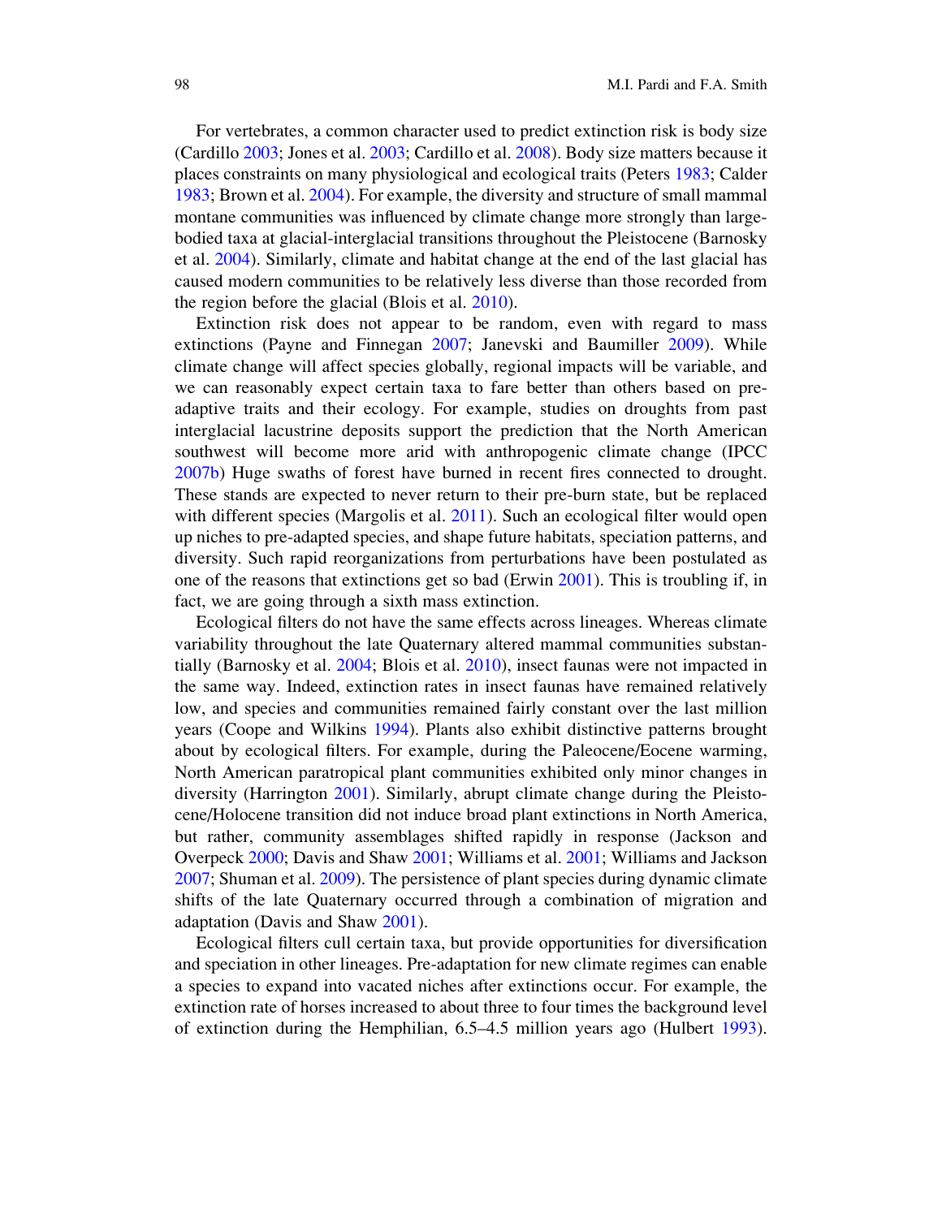For vertebrates, a common character used to predict extinction risk is body size (Cardillo 2003; Jones et al. 2003; Cardillo et al. 2008). Body size matters because it places constraints on many physiological and ecological traits (Peters 1983; Calder 1983; Brown et al. 2004). For example, the diversity and structure of small mammal montane communities was influenced by climate change more strongly than large-bodied taxa at glacial-interglacial transitions throughout the Pleistocene (Barnosky et al. 2004). Similarly, climate and habitat change at the end of the last glacial has caused modern communities to be relatively less diverse than those recorded from the region before the glacial (Blois et al. 2010).

Extinction risk does not appear to be random, even with regard to mass extinctions (Payne and Finnegan 2007; Janevski and Baumiller 2009). While climate change will affect species globally, regional impacts will be variable, and we can reasonably expect certain taxa to fare better than others based on pre-adaptive traits and their ecology. For example, studies on droughts from past interglacial lacustrine deposits support the prediction that the North American southwest will become more arid with anthropogenic climate change (IPCC 2007b) Huge swaths of forest have burned in recent fires connected to drought. These stands are expected to never return to their pre-burn state, but be replaced with different species (Margolis et al. 2011). Such an ecological filter would open up niches to pre-adapted species, and shape future habitats, speciation patterns, and diversity. Such rapid reorganizations from perturbations have been postulated as one of the reasons that extinctions get so bad (Erwin 2001). This is troubling if, in fact, we are going through a sixth mass extinction.

Ecological filters do not have the same effects across lineages. Whereas climate variability throughout the late Quaternary altered mammal communities substantially (Barnosky et al. 2004; Blois et al. 2010), insect faunas were not impacted in the same way. Indeed, extinction rates in insect faunas have remained relatively low, and species and communities remained fairly constant over the last million years (Coope and Wilkins 1994). Plants also exhibit distinctive patterns brought about by ecological filters. For example, during the Paleocene/Eocene warming, North American paratropical plant communities exhibited only minor changes in diversity (Harrington 2001). Similarly, abrupt climate change during the Pleistocene/Holocene transition did not induce broad plant extinctions in North America, but rather, community assemblages shifted rapidly in response (Jackson and Overpeck 2000; Davis and Shaw 2001; Williams et al. 2001; Williams and Jackson 2007; Shuman et al. 2009). The persistence of plant species during dynamic climate shifts of the late Quaternary occurred through a combination of migration and adaptation (Davis and Shaw 2001).

Ecological filters cull certain taxa, but provide opportunities for diversification and speciation in other lineages. Pre-adaptation for new climate regimes can enable a species to expand into vacated niches after extinctions occur. For example, the extinction rate of horses increased to about three to four times the background level of extinction during the Hemphilian, 6.5–4.5 million years ago (Hulbert 1993).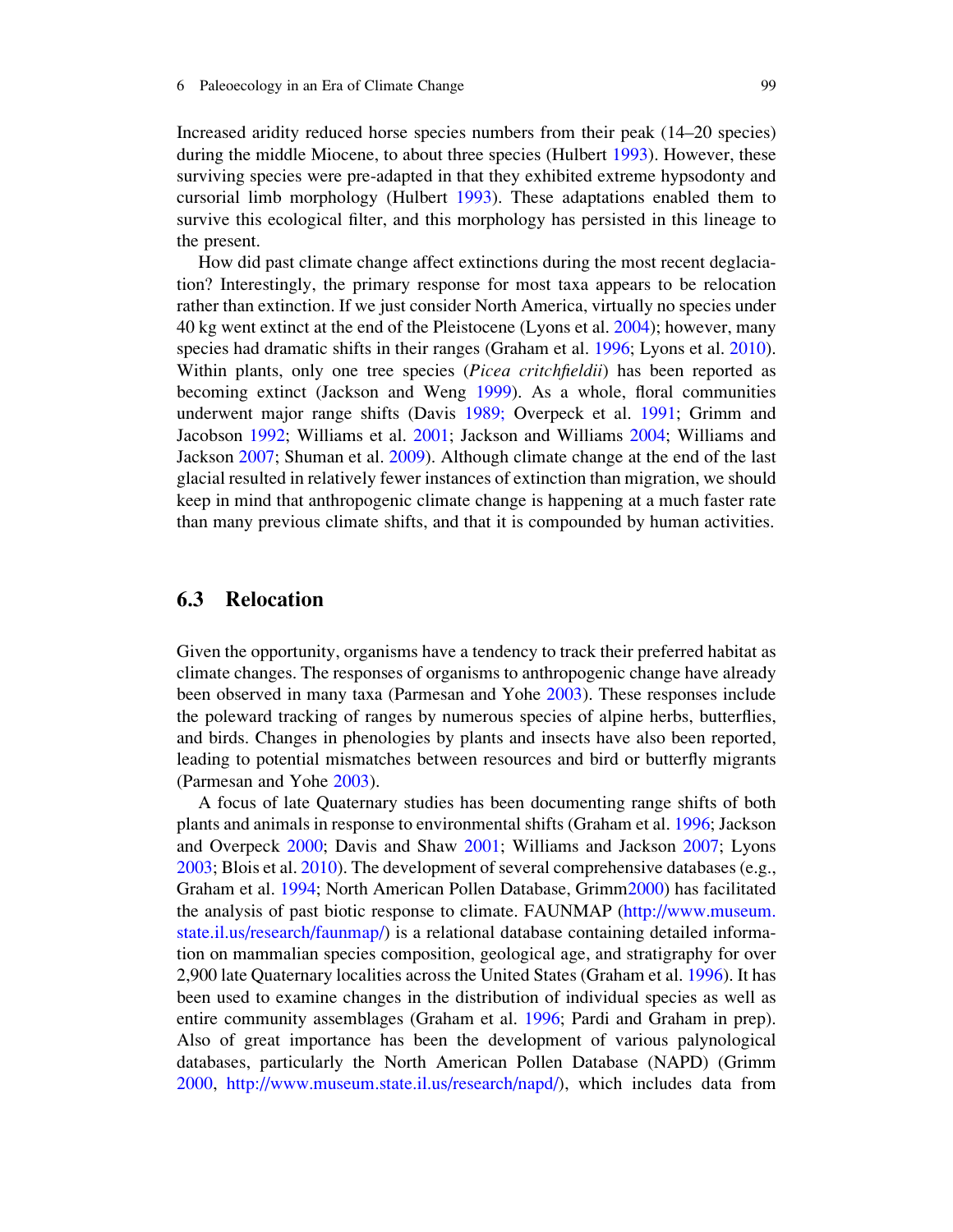Increased aridity reduced horse species numbers from their peak (14–20 species) during the middle Miocene, to about three species (Hulbert 1993). However, these surviving species were pre-adapted in that they exhibited extreme hypsodonty and cursorial limb morphology (Hulbert 1993). These adaptations enabled them to survive this ecological filter, and this morphology has persisted in this lineage to the present.

How did past climate change affect extinctions during the most recent deglaciation? Interestingly, the primary response for most taxa appears to be relocation rather than extinction. If we just consider North America, virtually no species under 40 kg went extinct at the end of the Pleistocene (Lyons et al. 2004); however, many species had dramatic shifts in their ranges (Graham et al. 1996; Lyons et al. 2010). Within plants, only one tree species (*Picea critchfieldii*) has been reported as becoming extinct (Jackson and Weng 1999). As a whole, floral communities underwent major range shifts (Davis 1989; Overpeck et al. 1991; Grimm and Jacobson 1992; Williams et al. 2001; Jackson and Williams 2004; Williams and Jackson 2007; Shuman et al. 2009). Although climate change at the end of the last glacial resulted in relatively fewer instances of extinction than migration, we should keep in mind that anthropogenic climate change is happening at a much faster rate than many previous climate shifts, and that it is compounded by human activities.

## 6.3 Relocation

Given the opportunity, organisms have a tendency to track their preferred habitat as climate changes. The responses of organisms to anthropogenic change have already been observed in many taxa (Parmesan and Yohe 2003). These responses include the poleward tracking of ranges by numerous species of alpine herbs, butterflies, and birds. Changes in phenologies by plants and insects have also been reported, leading to potential mismatches between resources and bird or butterfly migrants (Parmesan and Yohe 2003).

A focus of late Quaternary studies has been documenting range shifts of both plants and animals in response to environmental shifts (Graham et al. 1996; Jackson and Overpeck 2000; Davis and Shaw 2001; Williams and Jackson 2007; Lyons 2003; Blois et al. 2010). The development of several comprehensive databases (e.g., Graham et al. 1994; North American Pollen Database, Grimm2000) has facilitated the analysis of past biotic response to climate. FAUNMAP (http://www.museum.state.il.us/research/faunmap/) is a relational database containing detailed information on mammalian species composition, geological age, and stratigraphy for over 2,900 late Quaternary localities across the United States (Graham et al. 1996). It has been used to examine changes in the distribution of individual species as well as entire community assemblages (Graham et al. 1996; Pardi and Graham in prep). Also of great importance has been the development of various palynological databases, particularly the North American Pollen Database (NAPD) (Grimm 2000, http://www.museum.state.il.us/research/napd/), which includes data from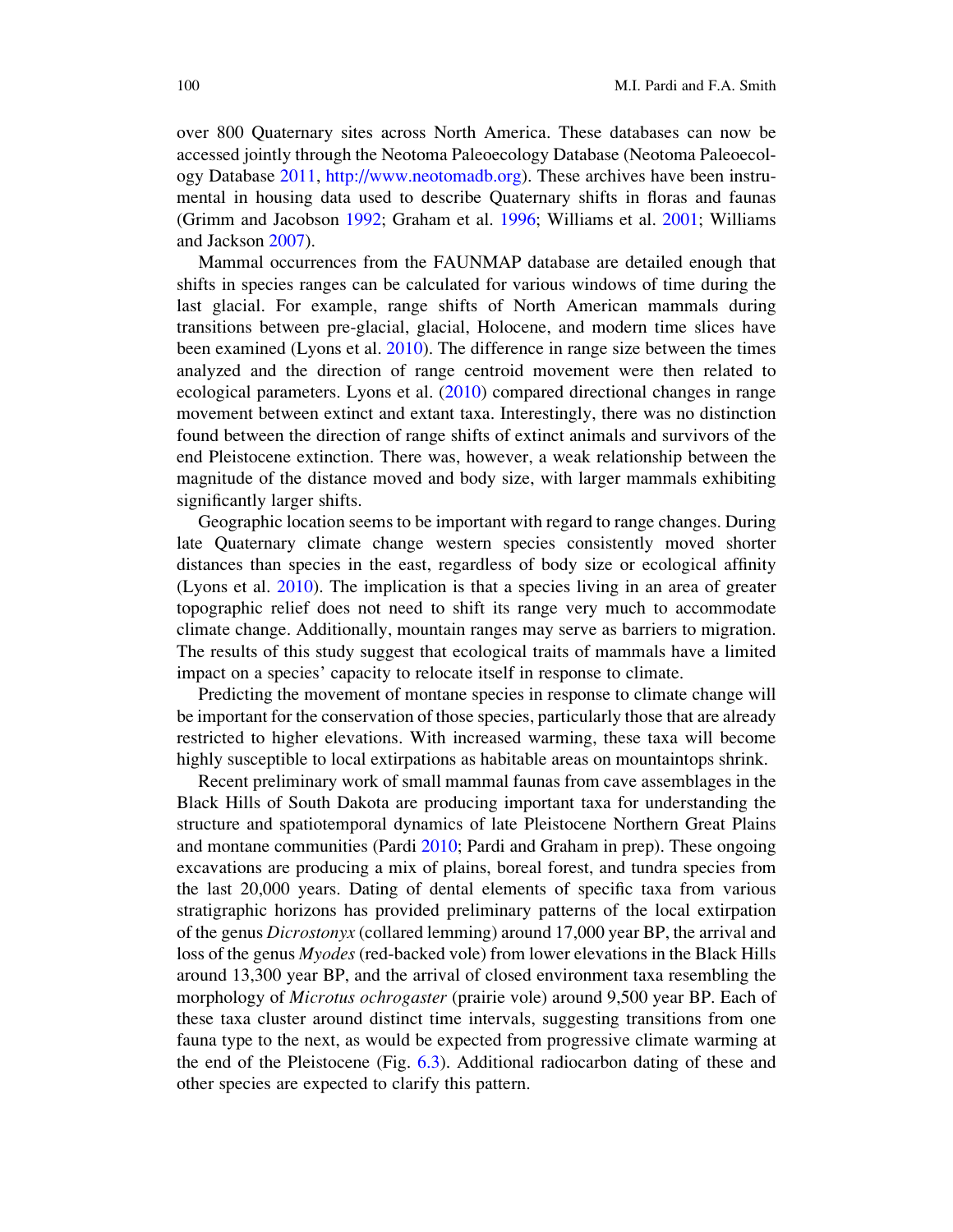over 800 Quaternary sites across North America. These databases can now be accessed jointly through the Neotoma Paleoecology Database (Neotoma Paleoecology Database 2011, http://www.neotomadb.org). These archives have been instrumental in housing data used to describe Quaternary shifts in floras and faunas (Grimm and Jacobson 1992; Graham et al. 1996; Williams et al. 2001; Williams and Jackson 2007).

Mammal occurrences from the FAUNMAP database are detailed enough that shifts in species ranges can be calculated for various windows of time during the last glacial. For example, range shifts of North American mammals during transitions between pre-glacial, glacial, Holocene, and modern time slices have been examined (Lyons et al. 2010). The difference in range size between the times analyzed and the direction of range centroid movement were then related to ecological parameters. Lyons et al. (2010) compared directional changes in range movement between extinct and extant taxa. Interestingly, there was no distinction found between the direction of range shifts of extinct animals and survivors of the end Pleistocene extinction. There was, however, a weak relationship between the magnitude of the distance moved and body size, with larger mammals exhibiting significantly larger shifts.

Geographic location seems to be important with regard to range changes. During late Quaternary climate change western species consistently moved shorter distances than species in the east, regardless of body size or ecological affinity (Lyons et al. 2010). The implication is that a species living in an area of greater topographic relief does not need to shift its range very much to accommodate climate change. Additionally, mountain ranges may serve as barriers to migration. The results of this study suggest that ecological traits of mammals have a limited impact on a species' capacity to relocate itself in response to climate.

Predicting the movement of montane species in response to climate change will be important for the conservation of those species, particularly those that are already restricted to higher elevations. With increased warming, these taxa will become highly susceptible to local extirpations as habitable areas on mountaintops shrink.

Recent preliminary work of small mammal faunas from cave assemblages in the Black Hills of South Dakota are producing important taxa for understanding the structure and spatiotemporal dynamics of late Pleistocene Northern Great Plains and montane communities (Pardi 2010; Pardi and Graham in prep). These ongoing excavations are producing a mix of plains, boreal forest, and tundra species from the last 20,000 years. Dating of dental elements of specific taxa from various stratigraphic horizons has provided preliminary patterns of the local extirpation of the genus *Dicrostonyx* (collared lemming) around 17,000 year BP, the arrival and loss of the genus *Myodes* (red-backed vole) from lower elevations in the Black Hills around 13,300 year BP, and the arrival of closed environment taxa resembling the morphology of *Microtus ochrogaster* (prairie vole) around 9,500 year BP. Each of these taxa cluster around distinct time intervals, suggesting transitions from one fauna type to the next, as would be expected from progressive climate warming at the end of the Pleistocene (Fig. 6.3). Additional radiocarbon dating of these and other species are expected to clarify this pattern.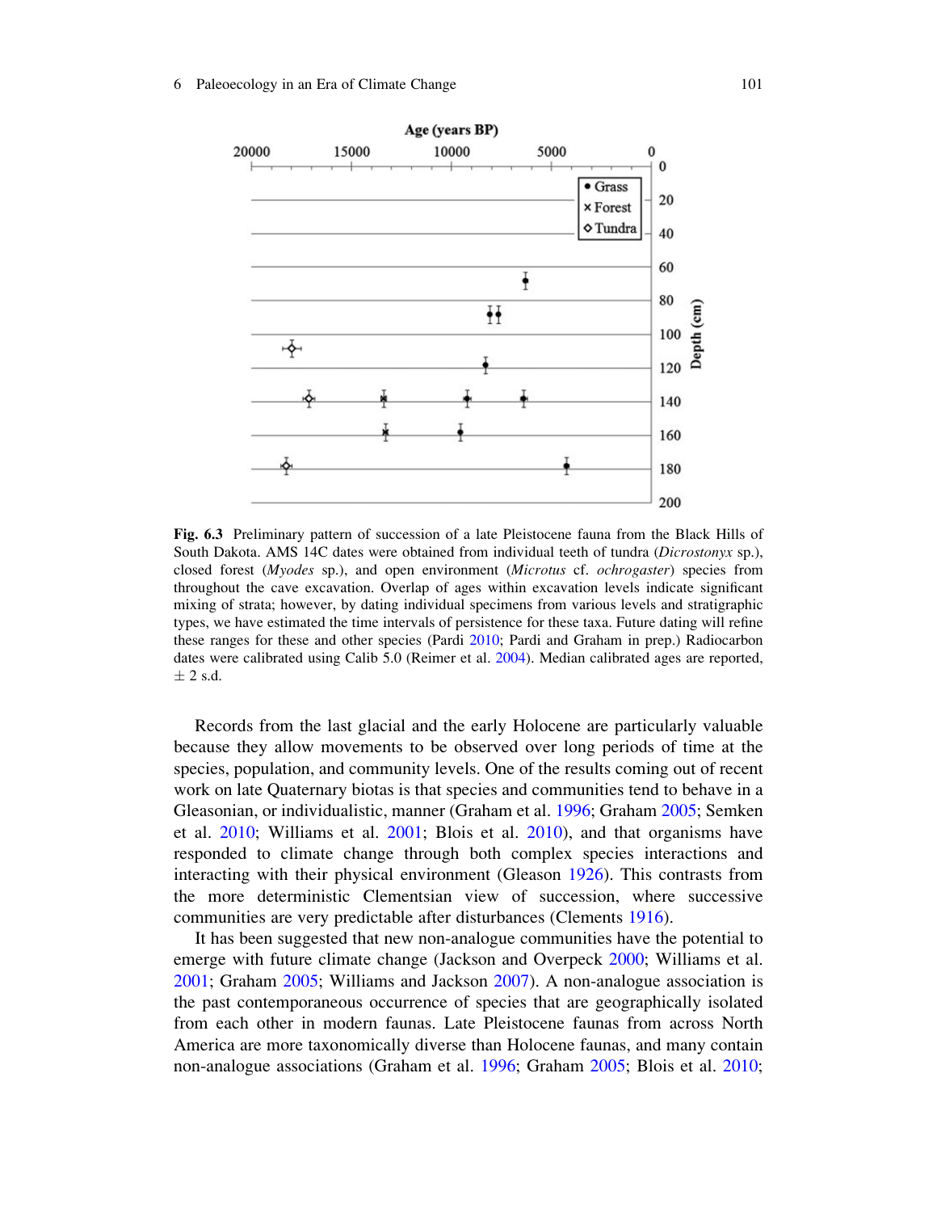Fig. 6.3 Preliminary pattern of succession of a late Pleistocene fauna from the Black Hills of South Dakota. AMS 14C dates were obtained from individual teeth of tundra (*Dicrostonyx* sp.), closed forest (*Myodes* sp.), and open environment (*Microtus* cf. *ochrogaster*) species from throughout the cave excavation. Overlap of ages within excavation levels indicate significant mixing of strata; however, by dating individual specimens from various levels and stratigraphic types, we have estimated the time intervals of persistence for these taxa. Future dating will refine these ranges for these and other species (Pardi 2010; Pardi and Graham in prep.) Radiocarbon dates were calibrated using Calib 5.0 (Reimer et al. 2004). Median calibrated ages are reported, ± 2 s.d.

Records from the last glacial and the early Holocene are particularly valuable because they allow movements to be observed over long periods of time at the species, population, and community levels. One of the results coming out of recent work on late Quaternary biotas is that species and communities tend to behave in a Gleasonian, or individualistic, manner (Graham et al. 1996; Graham 2005; Semken et al. 2010; Williams et al. 2001; Blois et al. 2010), and that organisms have responded to climate change through both complex species interactions and interacting with their physical environment (Gleason 1926). This contrasts from the more deterministic Clementsian view of succession, where successive communities are very predictable after disturbances (Clements 1916).

It has been suggested that new non-analogue communities have the potential to emerge with future climate change (Jackson and Overpeck 2000; Williams et al. 2001; Graham 2005; Williams and Jackson 2007). A non-analogue association is the past contemporaneous occurrence of species that are geographically isolated from each other in modern faunas. Late Pleistocene faunas from across North America are more taxonomically diverse than Holocene faunas, and many contain non-analogue associations (Graham et al. 1996; Graham 2005; Blois et al. 2010;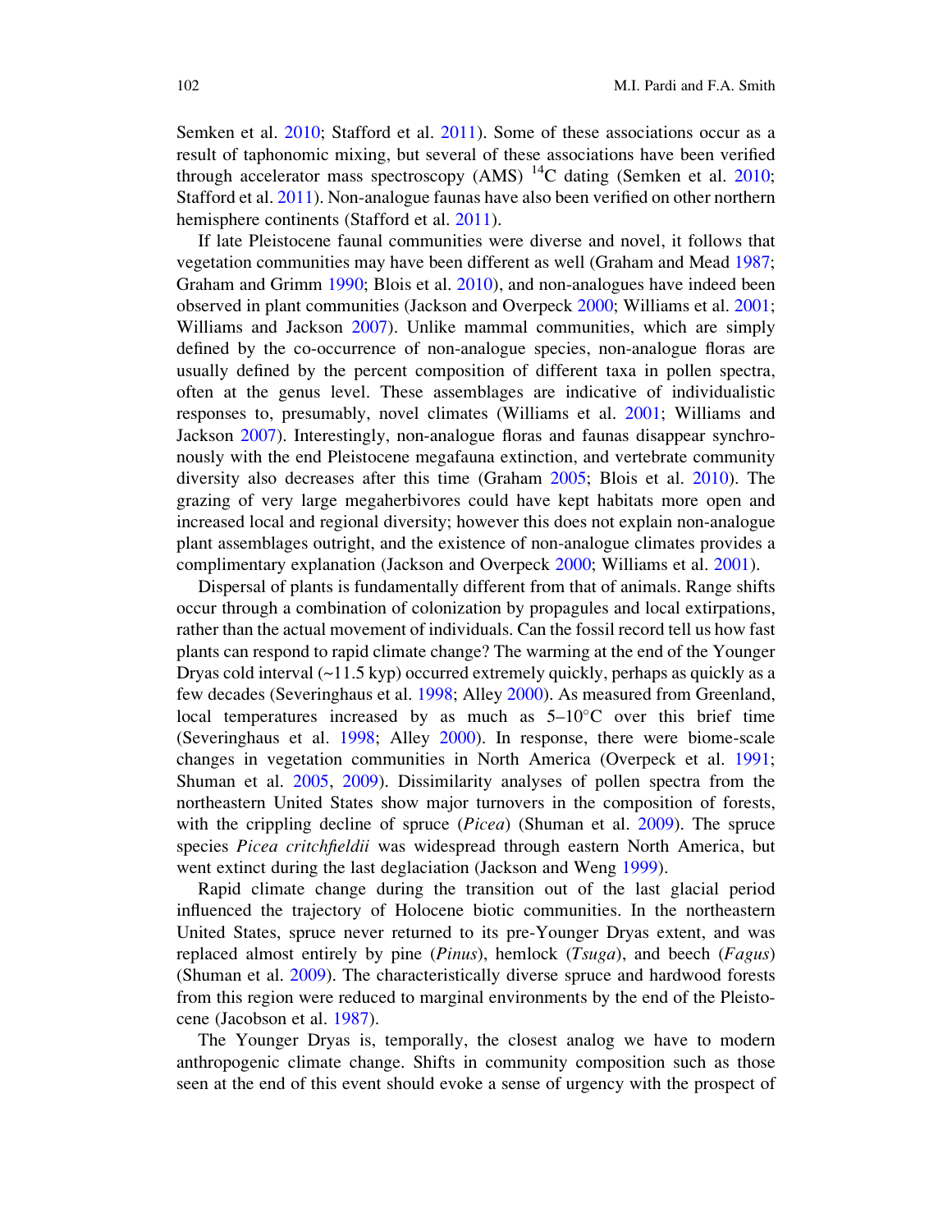Semken et al. 2010; Stafford et al. 2011). Some of these associations occur as a result of taphonomic mixing, but several of these associations have been verified through accelerator mass spectroscopy (AMS) $^{14}$C dating (Semken et al. 2010; Stafford et al. 2011). Non-analogue faunas have also been verified on other northern hemisphere continents (Stafford et al. 2011).

If late Pleistocene faunal communities were diverse and novel, it follows that vegetation communities may have been different as well (Graham and Mead 1987; Graham and Grimm 1990; Blois et al. 2010), and non-analogues have indeed been observed in plant communities (Jackson and Overpeck 2000; Williams et al. 2001; Williams and Jackson 2007). Unlike mammal communities, which are simply defined by the co-occurrence of non-analogue species, non-analogue floras are usually defined by the percent composition of different taxa in pollen spectra, often at the genus level. These assemblages are indicative of individualistic responses to, presumably, novel climates (Williams et al. 2001; Williams and Jackson 2007). Interestingly, non-analogue floras and faunas disappear synchronously with the end Pleistocene megafauna extinction, and vertebrate community diversity also decreases after this time (Graham 2005; Blois et al. 2010). The grazing of very large megaherbivores could have kept habitats more open and increased local and regional diversity; however this does not explain non-analogue plant assemblages outright, and the existence of non-analogue climates provides a complimentary explanation (Jackson and Overpeck 2000; Williams et al. 2001).

Dispersal of plants is fundamentally different from that of animals. Range shifts occur through a combination of colonization by propagules and local extirpations, rather than the actual movement of individuals. Can the fossil record tell us how fast plants can respond to rapid climate change? The warming at the end of the Younger Dryas cold interval (~11.5 kyp) occurred extremely quickly, perhaps as quickly as a few decades (Severinghaus et al. 1998; Alley 2000). As measured from Greenland, local temperatures increased by as much as 5–10°C over this brief time (Severinghaus et al. 1998; Alley 2000). In response, there were biome-scale changes in vegetation communities in North America (Overpeck et al. 1991; Shuman et al. 2005, 2009). Dissimilarity analyses of pollen spectra from the northeastern United States show major turnovers in the composition of forests, with the crippling decline of spruce (*Picea*) (Shuman et al. 2009). The spruce species *Picea critchfieldii* was widespread through eastern North America, but went extinct during the last deglaciation (Jackson and Weng 1999).

Rapid climate change during the transition out of the last glacial period influenced the trajectory of Holocene biotic communities. In the northeastern United States, spruce never returned to its pre-Younger Dryas extent, and was replaced almost entirely by pine (*Pinus*), hemlock (*Tsuga*), and beech (*Fagus*) (Shuman et al. 2009). The characteristically diverse spruce and hardwood forests from this region were reduced to marginal environments by the end of the Pleistocene (Jacobson et al. 1987).

The Younger Dryas is, temporally, the closest analog we have to modern anthropogenic climate change. Shifts in community composition such as those seen at the end of this event should evoke a sense of urgency with the prospect of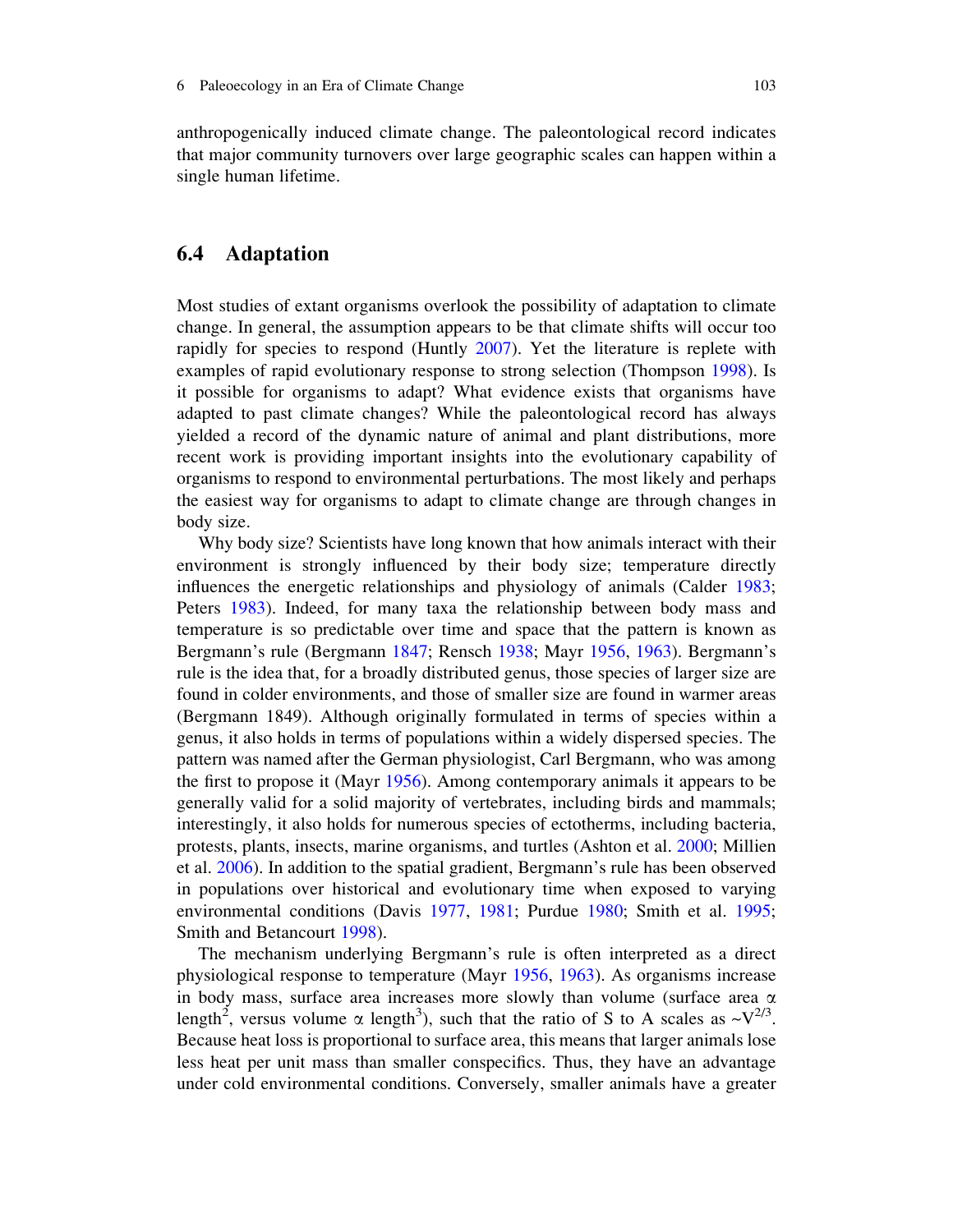anthropogenically induced climate change. The paleontological record indicates that major community turnovers over large geographic scales can happen within a single human lifetime.

## 6.4 Adaptation

Most studies of extant organisms overlook the possibility of adaptation to climate change. In general, the assumption appears to be that climate shifts will occur too rapidly for species to respond (Huntly 2007). Yet the literature is replete with examples of rapid evolutionary response to strong selection (Thompson 1998). Is it possible for organisms to adapt? What evidence exists that organisms have adapted to past climate changes? While the paleontological record has always yielded a record of the dynamic nature of animal and plant distributions, more recent work is providing important insights into the evolutionary capability of organisms to respond to environmental perturbations. The most likely and perhaps the easiest way for organisms to adapt to climate change are through changes in body size.

Why body size? Scientists have long known that how animals interact with their environment is strongly influenced by their body size; temperature directly influences the energetic relationships and physiology of animals (Calder 1983; Peters 1983). Indeed, for many taxa the relationship between body mass and temperature is so predictable over time and space that the pattern is known as Bergmann's rule (Bergmann 1847; Rensch 1938; Mayr 1956, 1963). Bergmann's rule is the idea that, for a broadly distributed genus, those species of larger size are found in colder environments, and those of smaller size are found in warmer areas (Bergmann 1849). Although originally formulated in terms of species within a genus, it also holds in terms of populations within a widely dispersed species. The pattern was named after the German physiologist, Carl Bergmann, who was among the first to propose it (Mayr 1956). Among contemporary animals it appears to be generally valid for a solid majority of vertebrates, including birds and mammals; interestingly, it also holds for numerous species of ectotherms, including bacteria, protests, plants, insects, marine organisms, and turtles (Ashton et al. 2000; Millien et al. 2006). In addition to the spatial gradient, Bergmann's rule has been observed in populations over historical and evolutionary time when exposed to varying environmental conditions (Davis 1977, 1981; Purdue 1980; Smith et al. 1995; Smith and Betancourt 1998).

The mechanism underlying Bergmann's rule is often interpreted as a direct physiological response to temperature (Mayr 1956, 1963). As organisms increase in body mass, surface area increases more slowly than volume (surface area $\alpha$ length$^2$, versus volume $\alpha$ length$^3$), such that the ratio of S to A scales as $\sim V^{2/3}$. Because heat loss is proportional to surface area, this means that larger animals lose less heat per unit mass than smaller conspecifics. Thus, they have an advantage under cold environmental conditions. Conversely, smaller animals have a greater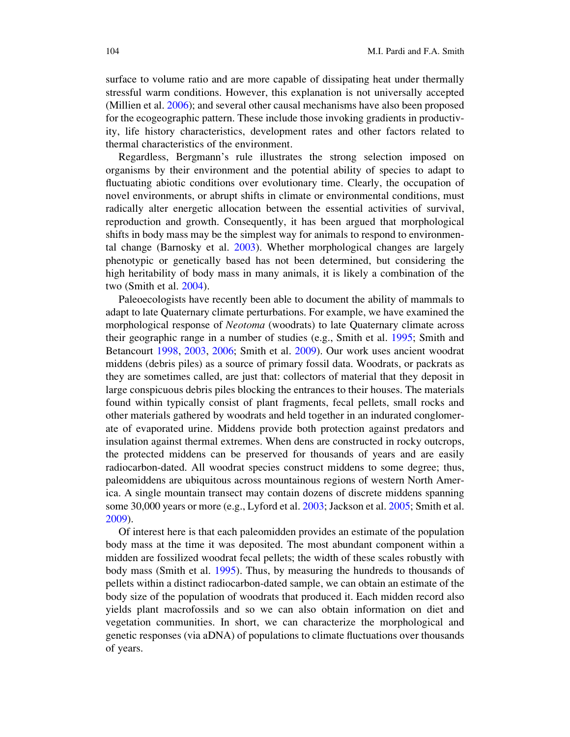surface to volume ratio and are more capable of dissipating heat under thermally stressful warm conditions. However, this explanation is not universally accepted (Millien et al. 2006); and several other causal mechanisms have also been proposed for the ecogeographic pattern. These include those invoking gradients in productivity, life history characteristics, development rates and other factors related to thermal characteristics of the environment.

Regardless, Bergmann's rule illustrates the strong selection imposed on organisms by their environment and the potential ability of species to adapt to fluctuating abiotic conditions over evolutionary time. Clearly, the occupation of novel environments, or abrupt shifts in climate or environmental conditions, must radically alter energetic allocation between the essential activities of survival, reproduction and growth. Consequently, it has been argued that morphological shifts in body mass may be the simplest way for animals to respond to environmental change (Barnosky et al. 2003). Whether morphological changes are largely phenotypic or genetically based has not been determined, but considering the high heritability of body mass in many animals, it is likely a combination of the two (Smith et al. 2004).

Paleoecologists have recently been able to document the ability of mammals to adapt to late Quaternary climate perturbations. For example, we have examined the morphological response of *Neotoma* (woodrats) to late Quaternary climate across their geographic range in a number of studies (e.g., Smith et al. 1995; Smith and Betancourt 1998, 2003, 2006; Smith et al. 2009). Our work uses ancient woodrat middens (debris piles) as a source of primary fossil data. Woodrats, or packrats as they are sometimes called, are just that: collectors of material that they deposit in large conspicuous debris piles blocking the entrances to their houses. The materials found within typically consist of plant fragments, fecal pellets, small rocks and other materials gathered by woodrats and held together in an indurated conglomerate of evaporated urine. Middens provide both protection against predators and insulation against thermal extremes. When dens are constructed in rocky outcrops, the protected middens can be preserved for thousands of years and are easily radiocarbon-dated. All woodrat species construct middens to some degree; thus, paleomiddens are ubiquitous across mountainous regions of western North America. A single mountain transect may contain dozens of discrete middens spanning some 30,000 years or more (e.g., Lyford et al. 2003; Jackson et al. 2005; Smith et al. 2009).

Of interest here is that each paleomidden provides an estimate of the population body mass at the time it was deposited. The most abundant component within a midden are fossilized woodrat fecal pellets; the width of these scales robustly with body mass (Smith et al. 1995). Thus, by measuring the hundreds to thousands of pellets within a distinct radiocarbon-dated sample, we can obtain an estimate of the body size of the population of woodrats that produced it. Each midden record also yields plant macrofossils and so we can also obtain information on diet and vegetation communities. In short, we can characterize the morphological and genetic responses (via aDNA) of populations to climate fluctuations over thousands of years.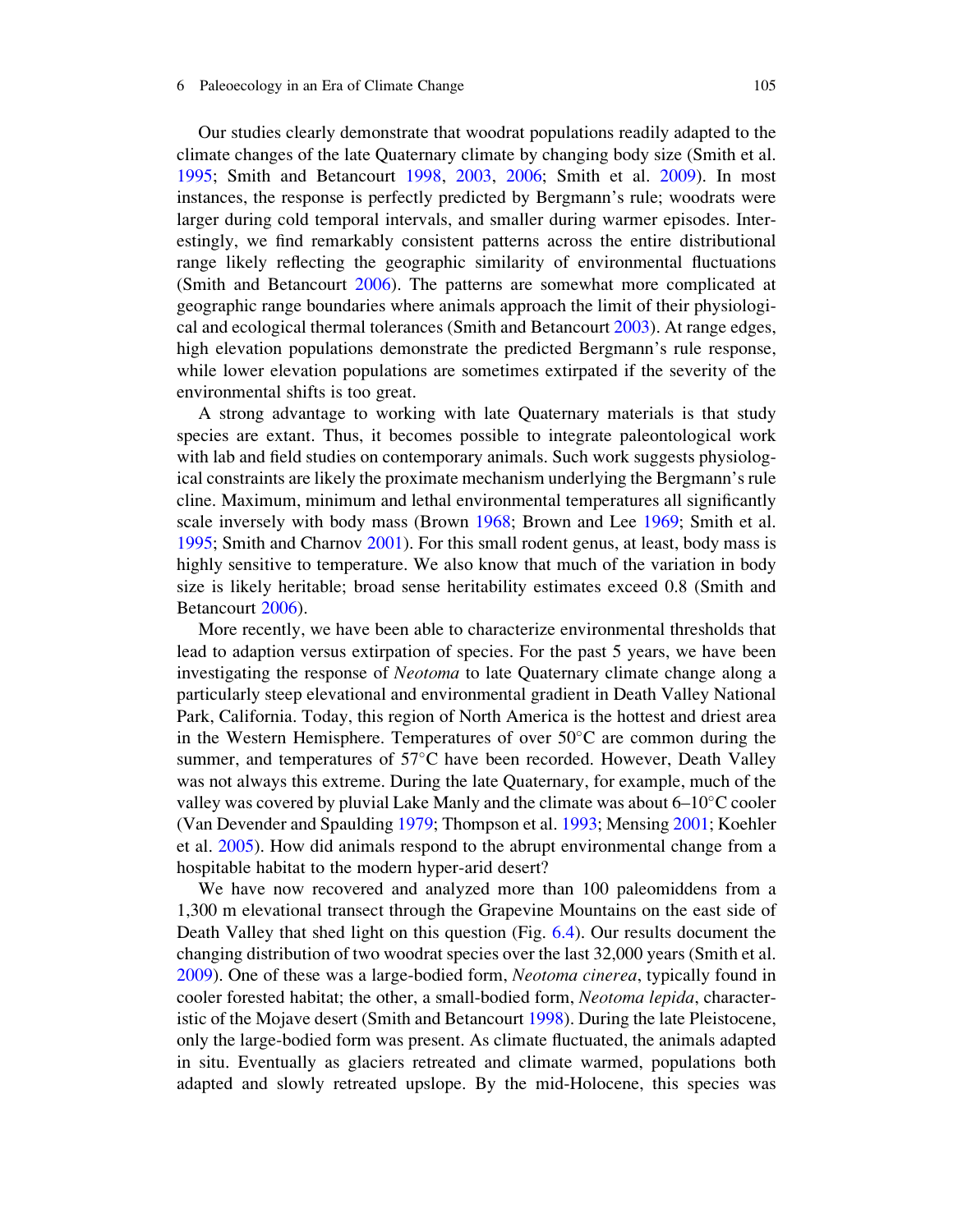Our studies clearly demonstrate that woodrat populations readily adapted to the climate changes of the late Quaternary climate by changing body size (Smith et al. 1995; Smith and Betancourt 1998, 2003, 2006; Smith et al. 2009). In most instances, the response is perfectly predicted by Bergmann's rule; woodrats were larger during cold temporal intervals, and smaller during warmer episodes. Interestingly, we find remarkably consistent patterns across the entire distributional range likely reflecting the geographic similarity of environmental fluctuations (Smith and Betancourt 2006). The patterns are somewhat more complicated at geographic range boundaries where animals approach the limit of their physiological and ecological thermal tolerances (Smith and Betancourt 2003). At range edges, high elevation populations demonstrate the predicted Bergmann's rule response, while lower elevation populations are sometimes extirpated if the severity of the environmental shifts is too great.

A strong advantage to working with late Quaternary materials is that study species are extant. Thus, it becomes possible to integrate paleontological work with lab and field studies on contemporary animals. Such work suggests physiological constraints are likely the proximate mechanism underlying the Bergmann's rule cline. Maximum, minimum and lethal environmental temperatures all significantly scale inversely with body mass (Brown 1968; Brown and Lee 1969; Smith et al. 1995; Smith and Charnov 2001). For this small rodent genus, at least, body mass is highly sensitive to temperature. We also know that much of the variation in body size is likely heritable; broad sense heritability estimates exceed 0.8 (Smith and Betancourt 2006).

More recently, we have been able to characterize environmental thresholds that lead to adaption versus extirpation of species. For the past 5 years, we have been investigating the response of *Neotoma* to late Quaternary climate change along a particularly steep elevational and environmental gradient in Death Valley National Park, California. Today, this region of North America is the hottest and driest area in the Western Hemisphere. Temperatures of over 50°C are common during the summer, and temperatures of 57°C have been recorded. However, Death Valley was not always this extreme. During the late Quaternary, for example, much of the valley was covered by pluvial Lake Manly and the climate was about 6–10°C cooler (Van Devender and Spaulding 1979; Thompson et al. 1993; Mensing 2001; Koehler et al. 2005). How did animals respond to the abrupt environmental change from a hospitable habitat to the modern hyper-arid desert?

We have now recovered and analyzed more than 100 paleomiddens from a 1,300 m elevational transect through the Grapevine Mountains on the east side of Death Valley that shed light on this question (Fig. 6.4). Our results document the changing distribution of two woodrat species over the last 32,000 years (Smith et al. 2009). One of these was a large-bodied form, *Neotoma cinerea*, typically found in cooler forested habitat; the other, a small-bodied form, *Neotoma lepida*, characteristic of the Mojave desert (Smith and Betancourt 1998). During the late Pleistocene, only the large-bodied form was present. As climate fluctuated, the animals adapted in situ. Eventually as glaciers retreated and climate warmed, populations both adapted and slowly retreated upslope. By the mid-Holocene, this species was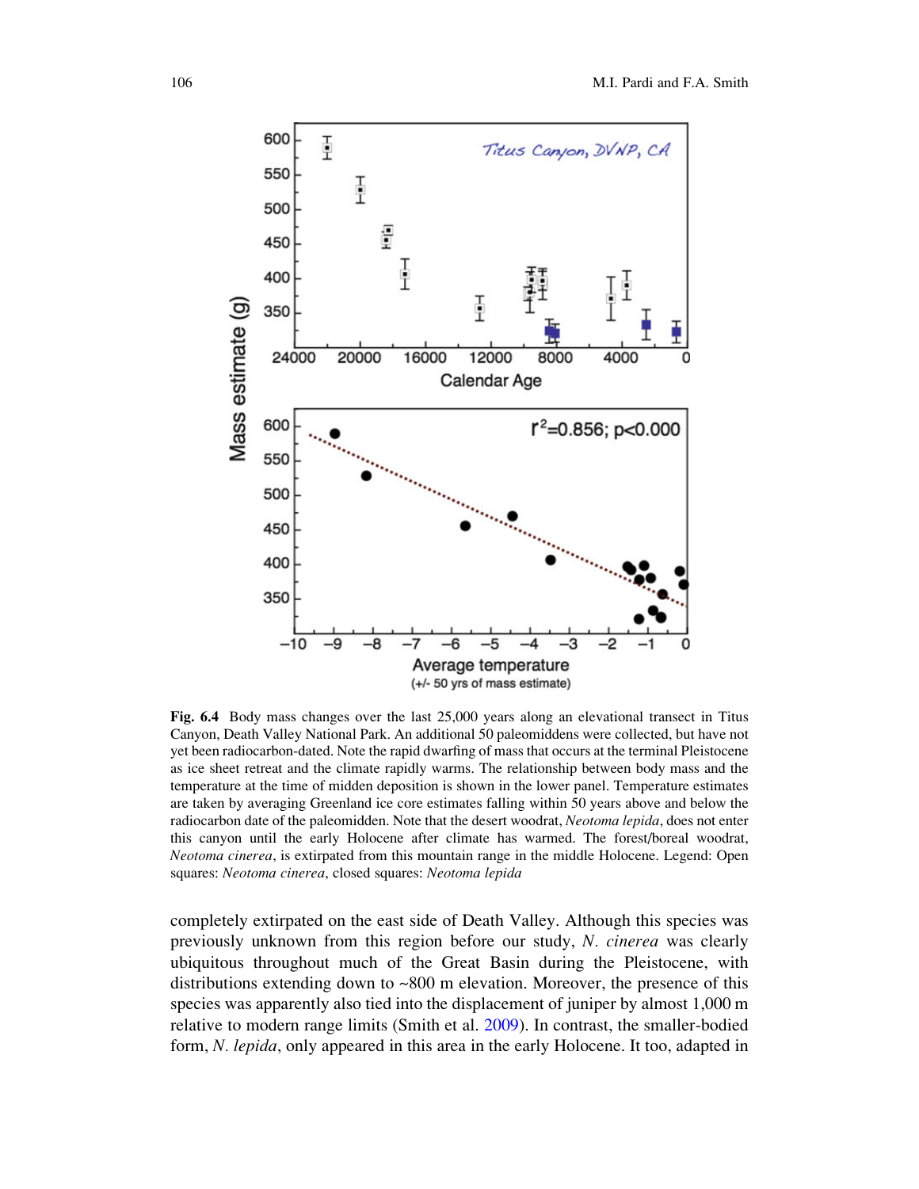**Fig. 6.4** Body mass changes over the last 25,000 years along an elevational transect in Titus Canyon, Death Valley National Park. An additional 50 paleomiddens were collected, but have not yet been radiocarbon-dated. Note the rapid dwarfing of mass that occurs at the terminal Pleistocene as ice sheet retreat and the climate rapidly warms. The relationship between body mass and the temperature at the time of midden deposition is shown in the lower panel. Temperature estimates are taken by averaging Greenland ice core estimates falling within 50 years above and below the radiocarbon date of the paleomidden. Note that the desert woodrat, *Neotoma lepida*, does not enter this canyon until the early Holocene after climate has warmed. The forest/boreal woodrat, *Neotoma cinerea*, is extirpated from this mountain range in the middle Holocene. Legend: Open squares: *Neotoma cinerea*, closed squares: *Neotoma lepida*

completely extirpated on the east side of Death Valley. Although this species was previously unknown from this region before our study, *N. cinerea* was clearly ubiquitous throughout much of the Great Basin during the Pleistocene, with distributions extending down to ~800 m elevation. Moreover, the presence of this species was apparently also tied into the displacement of juniper by almost 1,000 m relative to modern range limits (Smith et al. 2009). In contrast, the smaller-bodied form, *N. lepida*, only appeared in this area in the early Holocene. It too, adapted in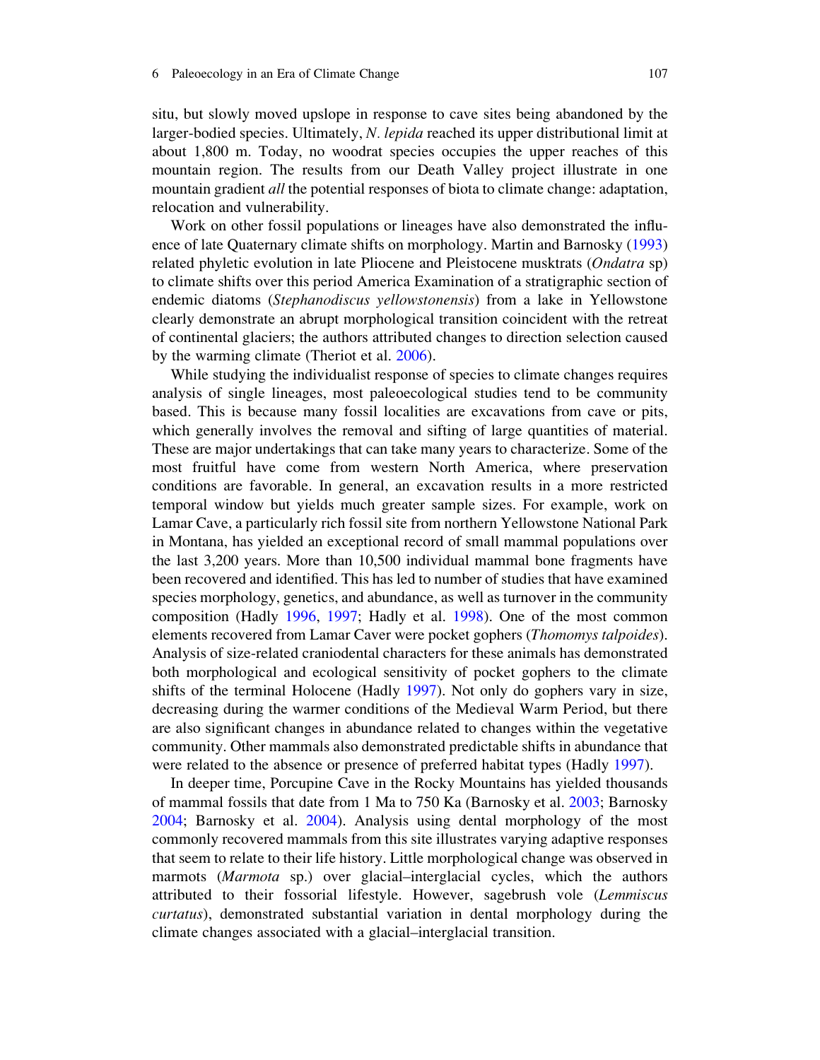situ, but slowly moved upslope in response to cave sites being abandoned by the larger-bodied species. Ultimately, *N. lepida* reached its upper distributional limit at about 1,800 m. Today, no woodrat species occupies the upper reaches of this mountain region. The results from our Death Valley project illustrate in one mountain gradient *all* the potential responses of biota to climate change: adaptation, relocation and vulnerability.

Work on other fossil populations or lineages have also demonstrated the influence of late Quaternary climate shifts on morphology. Martin and Barnosky (1993) related phyletic evolution in late Pliocene and Pleistocene musktrats (*Ondatra* sp) to climate shifts over this period America Examination of a stratigraphic section of endemic diatoms (*Stephanodiscus yellowstonensis*) from a lake in Yellowstone clearly demonstrate an abrupt morphological transition coincident with the retreat of continental glaciers; the authors attributed changes to direction selection caused by the warming climate (Theriot et al. 2006).

While studying the individualist response of species to climate changes requires analysis of single lineages, most paleoecological studies tend to be community based. This is because many fossil localities are excavations from cave or pits, which generally involves the removal and sifting of large quantities of material. These are major undertakings that can take many years to characterize. Some of the most fruitful have come from western North America, where preservation conditions are favorable. In general, an excavation results in a more restricted temporal window but yields much greater sample sizes. For example, work on Lamar Cave, a particularly rich fossil site from northern Yellowstone National Park in Montana, has yielded an exceptional record of small mammal populations over the last 3,200 years. More than 10,500 individual mammal bone fragments have been recovered and identified. This has led to number of studies that have examined species morphology, genetics, and abundance, as well as turnover in the community composition (Hadly 1996, 1997; Hadly et al. 1998). One of the most common elements recovered from Lamar Caver were pocket gophers (*Thomomys talpoides*). Analysis of size-related craniodental characters for these animals has demonstrated both morphological and ecological sensitivity of pocket gophers to the climate shifts of the terminal Holocene (Hadly 1997). Not only do gophers vary in size, decreasing during the warmer conditions of the Medieval Warm Period, but there are also significant changes in abundance related to changes within the vegetative community. Other mammals also demonstrated predictable shifts in abundance that were related to the absence or presence of preferred habitat types (Hadly 1997).

In deeper time, Porcupine Cave in the Rocky Mountains has yielded thousands of mammal fossils that date from 1 Ma to 750 Ka (Barnosky et al. 2003; Barnosky 2004; Barnosky et al. 2004). Analysis using dental morphology of the most commonly recovered mammals from this site illustrates varying adaptive responses that seem to relate to their life history. Little morphological change was observed in marmots (*Marmota* sp.) over glacial–interglacial cycles, which the authors attributed to their fossorial lifestyle. However, sagebrush vole (*Lemmiscus curtatus*), demonstrated substantial variation in dental morphology during the climate changes associated with a glacial–interglacial transition.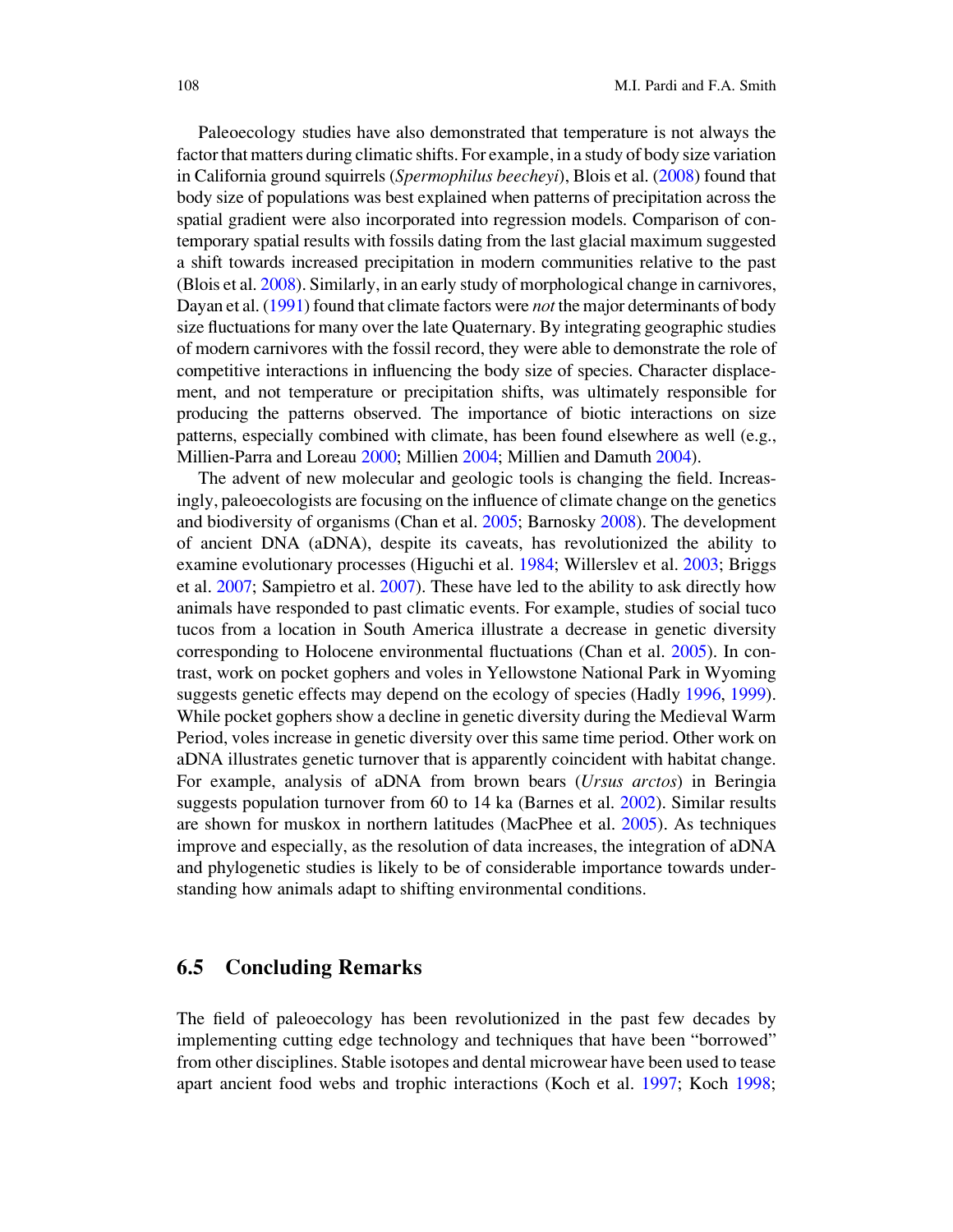Paleoecology studies have also demonstrated that temperature is not always the factor that matters during climatic shifts. For example, in a study of body size variation in California ground squirrels (*Spermophilus beecheyi*), Blois et al. (2008) found that body size of populations was best explained when patterns of precipitation across the spatial gradient were also incorporated into regression models. Comparison of contemporary spatial results with fossils dating from the last glacial maximum suggested a shift towards increased precipitation in modern communities relative to the past (Blois et al. 2008). Similarly, in an early study of morphological change in carnivores, Dayan et al. (1991) found that climate factors were *not* the major determinants of body size fluctuations for many over the late Quaternary. By integrating geographic studies of modern carnivores with the fossil record, they were able to demonstrate the role of competitive interactions in influencing the body size of species. Character displacement, and not temperature or precipitation shifts, was ultimately responsible for producing the patterns observed. The importance of biotic interactions on size patterns, especially combined with climate, has been found elsewhere as well (e.g., Millien-Parra and Loreau 2000; Millien 2004; Millien and Damuth 2004).

The advent of new molecular and geologic tools is changing the field. Increasingly, paleoecologists are focusing on the influence of climate change on the genetics and biodiversity of organisms (Chan et al. 2005; Barnosky 2008). The development of ancient DNA (aDNA), despite its caveats, has revolutionized the ability to examine evolutionary processes (Higuchi et al. 1984; Willerslev et al. 2003; Briggs et al. 2007; Sampietro et al. 2007). These have led to the ability to ask directly how animals have responded to past climatic events. For example, studies of social tuco tucos from a location in South America illustrate a decrease in genetic diversity corresponding to Holocene environmental fluctuations (Chan et al. 2005). In contrast, work on pocket gophers and voles in Yellowstone National Park in Wyoming suggests genetic effects may depend on the ecology of species (Hadly 1996, 1999). While pocket gophers show a decline in genetic diversity during the Medieval Warm Period, voles increase in genetic diversity over this same time period. Other work on aDNA illustrates genetic turnover that is apparently coincident with habitat change. For example, analysis of aDNA from brown bears (*Ursus arctos*) in Beringia suggests population turnover from 60 to 14 ka (Barnes et al. 2002). Similar results are shown for muskox in northern latitudes (MacPhee et al. 2005). As techniques improve and especially, as the resolution of data increases, the integration of aDNA and phylogenetic studies is likely to be of considerable importance towards understanding how animals adapt to shifting environmental conditions.

## 6.5 Concluding Remarks

The field of paleoecology has been revolutionized in the past few decades by implementing cutting edge technology and techniques that have been "borrowed" from other disciplines. Stable isotopes and dental microwear have been used to tease apart ancient food webs and trophic interactions (Koch et al. 1997; Koch 1998;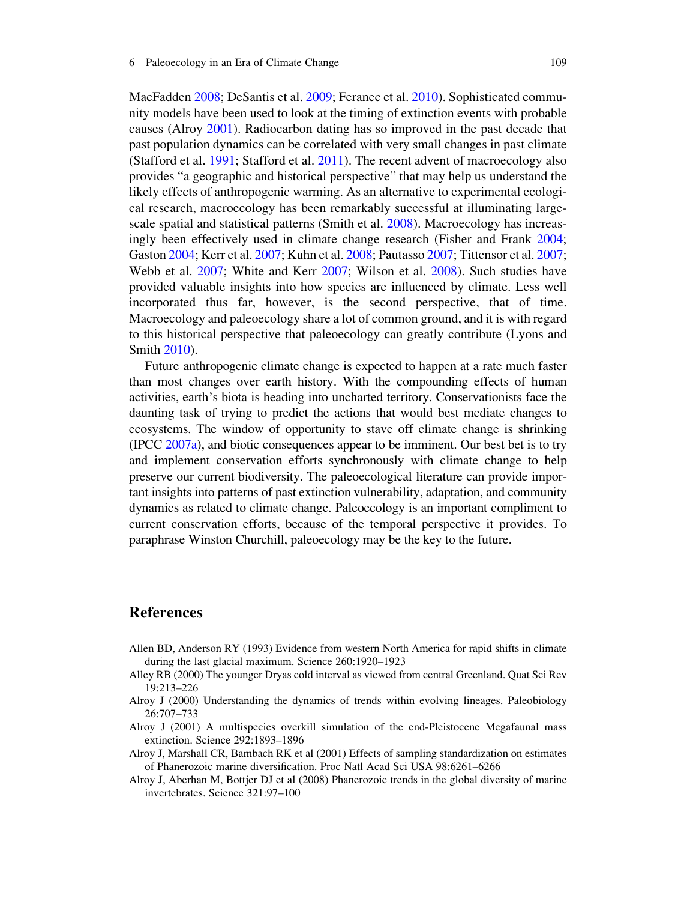MacFadden 2008; DeSantis et al. 2009; Feranec et al. 2010). Sophisticated community models have been used to look at the timing of extinction events with probable causes (Alroy 2001). Radiocarbon dating has so improved in the past decade that past population dynamics can be correlated with very small changes in past climate (Stafford et al. 1991; Stafford et al. 2011). The recent advent of macroecology also provides "a geographic and historical perspective" that may help us understand the likely effects of anthropogenic warming. As an alternative to experimental ecological research, macroecology has been remarkably successful at illuminating large-scale spatial and statistical patterns (Smith et al. 2008). Macroecology has increasingly been effectively used in climate change research (Fisher and Frank 2004; Gaston 2004; Kerr et al. 2007; Kuhn et al. 2008; Pautasso 2007; Tittensor et al. 2007; Webb et al. 2007; White and Kerr 2007; Wilson et al. 2008). Such studies have provided valuable insights into how species are influenced by climate. Less well incorporated thus far, however, is the second perspective, that of time. Macroecology and paleoecology share a lot of common ground, and it is with regard to this historical perspective that paleoecology can greatly contribute (Lyons and Smith 2010).

Future anthropogenic climate change is expected to happen at a rate much faster than most changes over earth history. With the compounding effects of human activities, earth's biota is heading into uncharted territory. Conservationists face the daunting task of trying to predict the actions that would best mediate changes to ecosystems. The window of opportunity to stave off climate change is shrinking (IPCC 2007a), and biotic consequences appear to be imminent. Our best bet is to try and implement conservation efforts synchronously with climate change to help preserve our current biodiversity. The paleoecological literature can provide important insights into patterns of past extinction vulnerability, adaptation, and community dynamics as related to climate change. Paleoecology is an important compliment to current conservation efforts, because of the temporal perspective it provides. To paraphrase Winston Churchill, paleoecology may be the key to the future.

## References

Allen BD, Anderson RY (1993) Evidence from western North America for rapid shifts in climate during the last glacial maximum. Science 260:1920–1923

Alley RB (2000) The younger Dryas cold interval as viewed from central Greenland. Quat Sci Rev 19:213–226

Alroy J (2000) Understanding the dynamics of trends within evolving lineages. Paleobiology 26:707–733

Alroy J (2001) A multispecies overkill simulation of the end-Pleistocene Megafaunal mass extinction. Science 292:1893–1896

Alroy J, Marshall CR, Bambach RK et al (2001) Effects of sampling standardization on estimates of Phanerozoic marine diversification. Proc Natl Acad Sci USA 98:6261–6266

Alroy J, Aberhan M, Bottjer DJ et al (2008) Phanerozoic trends in the global diversity of marine invertebrates. Science 321:97–100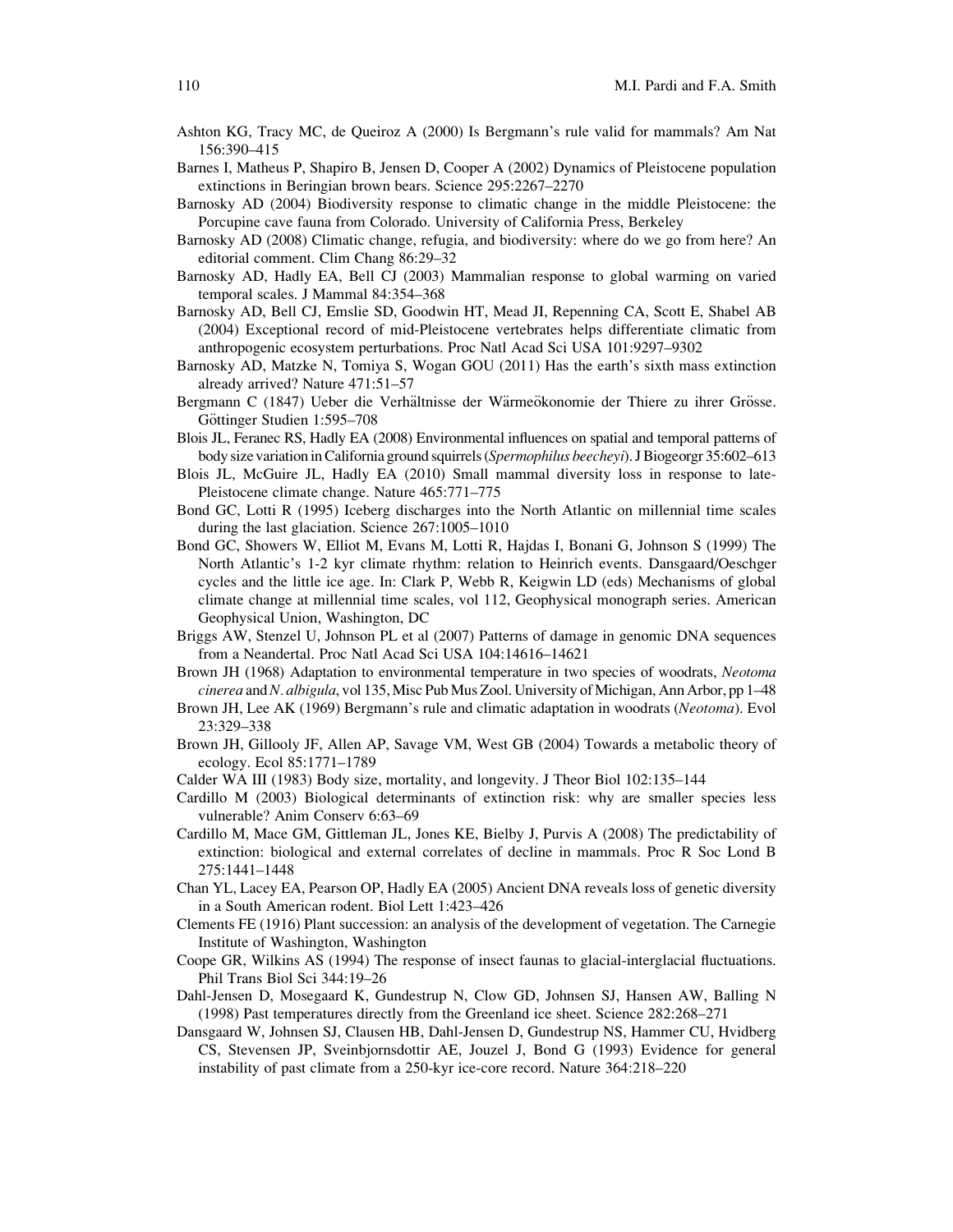Ashton KG, Tracy MC, de Queiroz A (2000) Is Bergmann's rule valid for mammals? Am Nat 156:390–415

Barnes I, Matheus P, Shapiro B, Jensen D, Cooper A (2002) Dynamics of Pleistocene population extinctions in Beringian brown bears. Science 295:2267–2270

Barnosky AD (2004) Biodiversity response to climatic change in the middle Pleistocene: the Porcupine cave fauna from Colorado. University of California Press, Berkeley

Barnosky AD (2008) Climatic change, refugia, and biodiversity: where do we go from here? An editorial comment. Clim Chang 86:29–32

Barnosky AD, Hadly EA, Bell CJ (2003) Mammalian response to global warming on varied temporal scales. J Mammal 84:354–368

Barnosky AD, Bell CJ, Emslie SD, Goodwin HT, Mead JI, Repenning CA, Scott E, Shabel AB (2004) Exceptional record of mid-Pleistocene vertebrates helps differentiate climatic from anthropogenic ecosystem perturbations. Proc Natl Acad Sci USA 101:9297–9302

Barnosky AD, Matzke N, Tomiya S, Wogan GOU (2011) Has the earth's sixth mass extinction already arrived? Nature 471:51–57

Bergmann C (1847) Ueber die Verhältnisse der Wärmeökonomie der Thiere zu ihrer Grösse. Göttinger Studien 1:595–708

Blois JL, Feranec RS, Hadly EA (2008) Environmental influences on spatial and temporal patterns of body size variation in California ground squirrels (*Spermophilus beecheyi*). J Biogeogr 35:602–613

Blois JL, McGuire JL, Hadly EA (2010) Small mammal diversity loss in response to late-Pleistocene climate change. Nature 465:771–775

Bond GC, Lotti R (1995) Iceberg discharges into the North Atlantic on millennial time scales during the last glaciation. Science 267:1005–1010

Bond GC, Showers W, Elliot M, Evans M, Lotti R, Hajdas I, Bonani G, Johnson S (1999) The North Atlantic's 1-2 kyr climate rhythm: relation to Heinrich events. Dansgaard/Oeschger cycles and the little ice age. In: Clark P, Webb R, Keigwin LD (eds) Mechanisms of global climate change at millennial time scales, vol 112, Geophysical monograph series. American Geophysical Union, Washington, DC

Briggs AW, Stenzel U, Johnson PL et al (2007) Patterns of damage in genomic DNA sequences from a Neandertal. Proc Natl Acad Sci USA 104:14616–14621

Brown JH (1968) Adaptation to environmental temperature in two species of woodrats, *Neotoma cinerea* and *N. albigula*, vol 135, Misc Pub Mus Zool. University of Michigan, Ann Arbor, pp 1–48

Brown JH, Lee AK (1969) Bergmann's rule and climatic adaptation in woodrats (*Neotoma*). Evol 23:329–338

Brown JH, Gillooly JF, Allen AP, Savage VM, West GB (2004) Towards a metabolic theory of ecology. Ecol 85:1771–1789

Calder WA III (1983) Body size, mortality, and longevity. J Theor Biol 102:135–144

Cardillo M (2003) Biological determinants of extinction risk: why are smaller species less vulnerable? Anim Conserv 6:63–69

Cardillo M, Mace GM, Gittleman JL, Jones KE, Bielby J, Purvis A (2008) The predictability of extinction: biological and external correlates of decline in mammals. Proc R Soc Lond B 275:1441–1448

Chan YL, Lacey EA, Pearson OP, Hadly EA (2005) Ancient DNA reveals loss of genetic diversity in a South American rodent. Biol Lett 1:423–426

Clements FE (1916) Plant succession: an analysis of the development of vegetation. The Carnegie Institute of Washington, Washington

Coope GR, Wilkins AS (1994) The response of insect faunas to glacial-interglacial fluctuations. Phil Trans Biol Sci 344:19–26

Dahl-Jensen D, Mosegaard K, Gundestrup N, Clow GD, Johnsen SJ, Hansen AW, Balling N (1998) Past temperatures directly from the Greenland ice sheet. Science 282:268–271

Dansgaard W, Johnsen SJ, Clausen HB, Dahl-Jensen D, Gundestrup NS, Hammer CU, Hvidberg CS, Stevensen JP, Sveinbjornsdottir AE, Jouzel J, Bond G (1993) Evidence for general instability of past climate from a 250-kyr ice-core record. Nature 364:218–220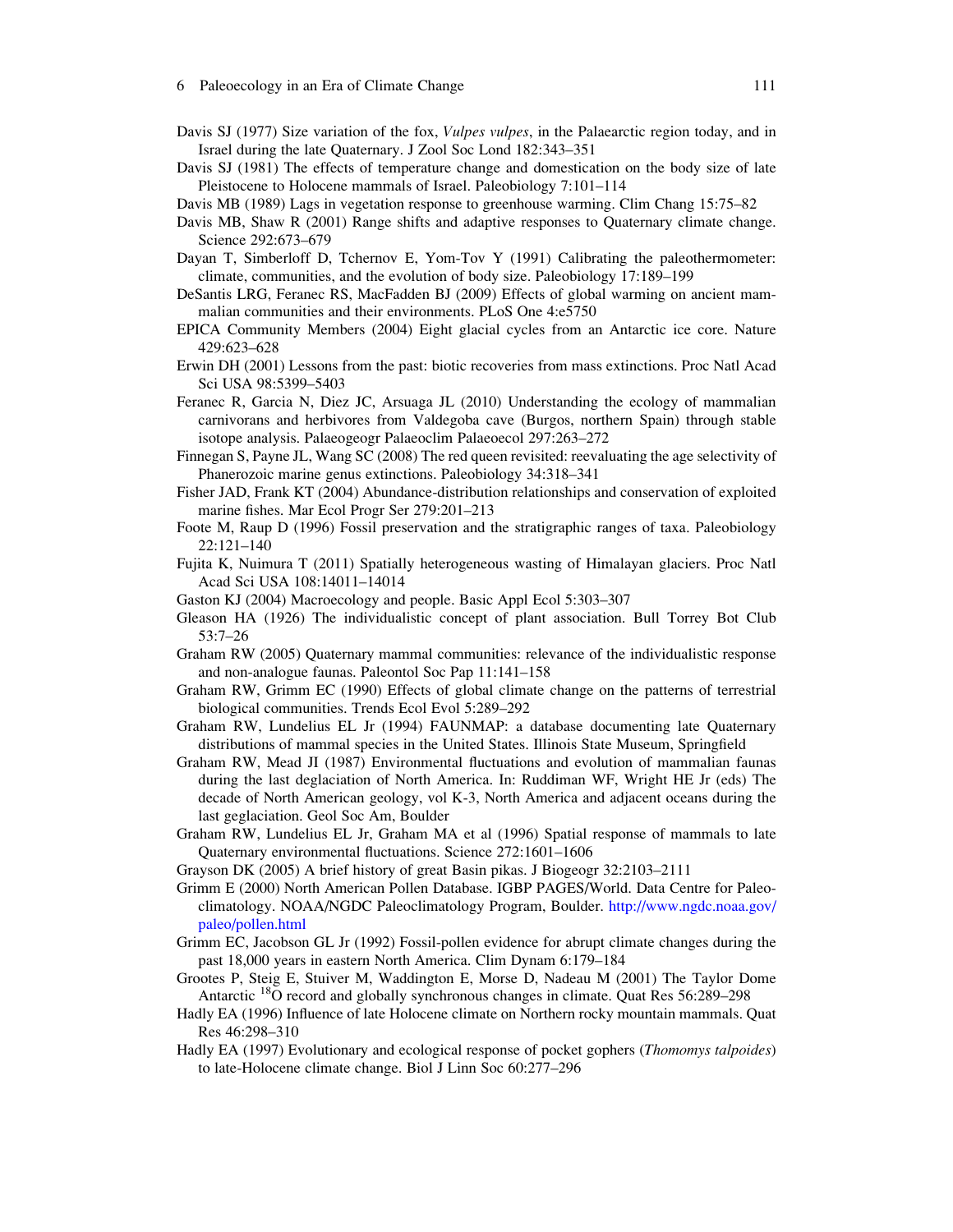Davis SJ (1977) Size variation of the fox, *Vulpes vulpes*, in the Palaearctic region today, and in Israel during the late Quaternary. J Zool Soc Lond 182:343–351

Davis SJ (1981) The effects of temperature change and domestication on the body size of late Pleistocene to Holocene mammals of Israel. Paleobiology 7:101–114

Davis MB (1989) Lags in vegetation response to greenhouse warming. Clim Chang 15:75–82

Davis MB, Shaw R (2001) Range shifts and adaptive responses to Quaternary climate change. Science 292:673–679

Dayan T, Simberloff D, Tchernov E, Yom-Tov Y (1991) Calibrating the paleothermometer: climate, communities, and the evolution of body size. Paleobiology 17:189–199

DeSantis LRG, Feranec RS, MacFadden BJ (2009) Effects of global warming on ancient mammalian communities and their environments. PLoS One 4:e5750

EPICA Community Members (2004) Eight glacial cycles from an Antarctic ice core. Nature 429:623–628

Erwin DH (2001) Lessons from the past: biotic recoveries from mass extinctions. Proc Natl Acad Sci USA 98:5399–5403

Feranec R, Garcia N, Diez JC, Arsuaga JL (2010) Understanding the ecology of mammalian carnivorans and herbivores from Valdegoba cave (Burgos, northern Spain) through stable isotope analysis. Palaeogeogr Palaeoclim Palaeoecol 297:263–272

Finnegan S, Payne JL, Wang SC (2008) The red queen revisited: reevaluating the age selectivity of Phanerozoic marine genus extinctions. Paleobiology 34:318–341

Fisher JAD, Frank KT (2004) Abundance-distribution relationships and conservation of exploited marine fishes. Mar Ecol Progr Ser 279:201–213

Foote M, Raup D (1996) Fossil preservation and the stratigraphic ranges of taxa. Paleobiology 22:121–140

Fujita K, Nuimura T (2011) Spatially heterogeneous wasting of Himalayan glaciers. Proc Natl Acad Sci USA 108:14011–14014

Gaston KJ (2004) Macroecology and people. Basic Appl Ecol 5:303–307

Gleason HA (1926) The individualistic concept of plant association. Bull Torrey Bot Club 53:7–26

Graham RW (2005) Quaternary mammal communities: relevance of the individualistic response and non-analogue faunas. Paleontol Soc Pap 11:141–158

Graham RW, Grimm EC (1990) Effects of global climate change on the patterns of terrestrial biological communities. Trends Ecol Evol 5:289–292

Graham RW, Lundelius EL Jr (1994) FAUNMAP: a database documenting late Quaternary distributions of mammal species in the United States. Illinois State Museum, Springfield

Graham RW, Mead JI (1987) Environmental fluctuations and evolution of mammalian faunas during the last deglaciation of North America. In: Ruddiman WF, Wright HE Jr (eds) The decade of North American geology, vol K-3, North America and adjacent oceans during the last geglaciation. Geol Soc Am, Boulder

Graham RW, Lundelius EL Jr, Graham MA et al (1996) Spatial response of mammals to late Quaternary environmental fluctuations. Science 272:1601–1606

Grayson DK (2005) A brief history of great Basin pikas. J Biogeogr 32:2103–2111

Grimm E (2000) North American Pollen Database. IGBP PAGES/World. Data Centre for Paleoclimatology. NOAA/NGDC Paleoclimatology Program, Boulder. http://www.ngdc.noaa.gov/paleo/pollen.html

Grimm EC, Jacobson GL Jr (1992) Fossil-pollen evidence for abrupt climate changes during the past 18,000 years in eastern North America. Clim Dynam 6:179–184

Grootes P, Steig E, Stuiver M, Waddington E, Morse D, Nadeau M (2001) The Taylor Dome Antarctic $^{18}O$ record and globally synchronous changes in climate. Quat Res 56:289–298

Hadly EA (1996) Influence of late Holocene climate on Northern rocky mountain mammals. Quat Res 46:298–310

Hadly EA (1997) Evolutionary and ecological response of pocket gophers (*Thomomys talpoides*) to late-Holocene climate change. Biol J Linn Soc 60:277–296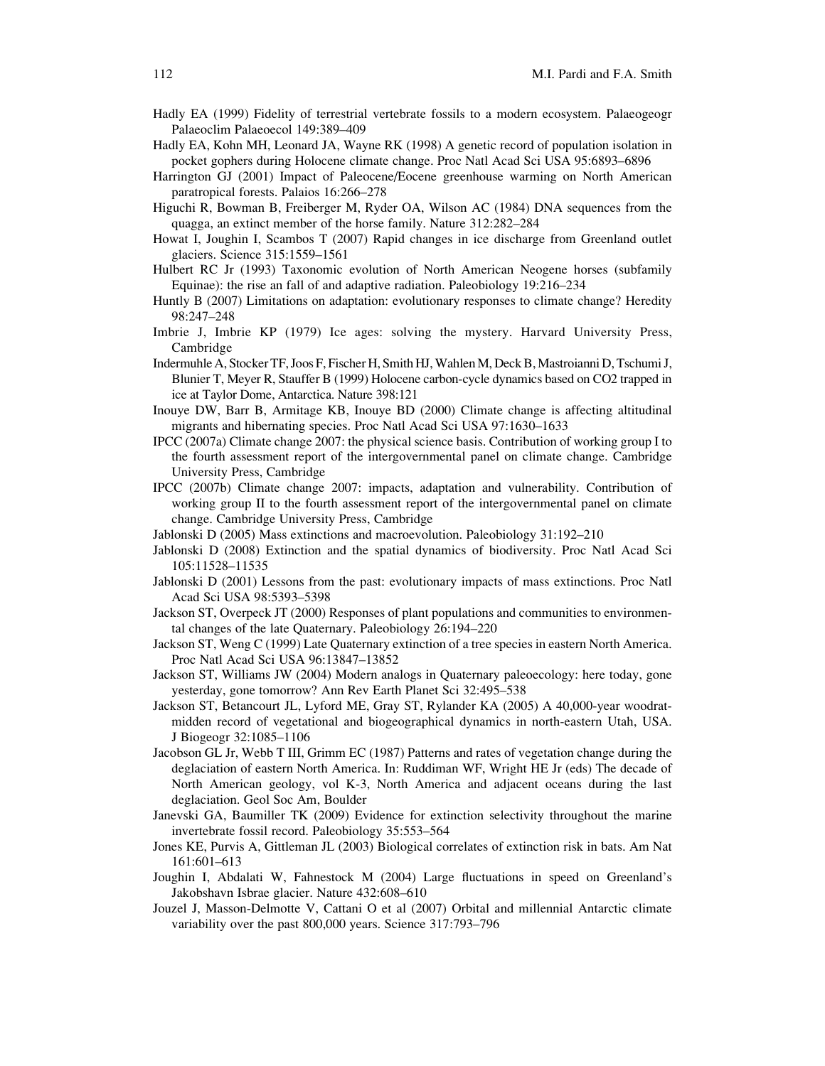Hadly EA (1999) Fidelity of terrestrial vertebrate fossils to a modern ecosystem. Palaeogeogr Palaeoclim Palaeoecol 149:389–409

Hadly EA, Kohn MH, Leonard JA, Wayne RK (1998) A genetic record of population isolation in pocket gophers during Holocene climate change. Proc Natl Acad Sci USA 95:6893–6896

Harrington GJ (2001) Impact of Paleocene/Eocene greenhouse warming on North American paratropical forests. Palaios 16:266–278

Higuchi R, Bowman B, Freiberger M, Ryder OA, Wilson AC (1984) DNA sequences from the quagga, an extinct member of the horse family. Nature 312:282–284

Howat I, Joughin I, Scambos T (2007) Rapid changes in ice discharge from Greenland outlet glaciers. Science 315:1559–1561

Hulbert RC Jr (1993) Taxonomic evolution of North American Neogene horses (subfamily Equinae): the rise an fall of and adaptive radiation. Paleobiology 19:216–234

Huntly B (2007) Limitations on adaptation: evolutionary responses to climate change? Heredity 98:247–248

Imbrie J, Imbrie KP (1979) Ice ages: solving the mystery. Harvard University Press, Cambridge

Indermuhle A, Stocker TF, Joos F, Fischer H, Smith HJ, Wahlen M, Deck B, Mastroianni D, Tschumi J, Blunier T, Meyer R, Stauffer B (1999) Holocene carbon-cycle dynamics based on CO2 trapped in ice at Taylor Dome, Antarctica. Nature 398:121

Inouye DW, Barr B, Armitage KB, Inouye BD (2000) Climate change is affecting altitudinal migrants and hibernating species. Proc Natl Acad Sci USA 97:1630–1633

IPCC (2007a) Climate change 2007: the physical science basis. Contribution of working group I to the fourth assessment report of the intergovernmental panel on climate change. Cambridge University Press, Cambridge

IPCC (2007b) Climate change 2007: impacts, adaptation and vulnerability. Contribution of working group II to the fourth assessment report of the intergovernmental panel on climate change. Cambridge University Press, Cambridge

Jablonski D (2005) Mass extinctions and macroevolution. Paleobiology 31:192–210

Jablonski D (2008) Extinction and the spatial dynamics of biodiversity. Proc Natl Acad Sci 105:11528–11535

Jablonski D (2001) Lessons from the past: evolutionary impacts of mass extinctions. Proc Natl Acad Sci USA 98:5393–5398

Jackson ST, Overpeck JT (2000) Responses of plant populations and communities to environmental changes of the late Quaternary. Paleobiology 26:194–220

Jackson ST, Weng C (1999) Late Quaternary extinction of a tree species in eastern North America. Proc Natl Acad Sci USA 96:13847–13852

Jackson ST, Williams JW (2004) Modern analogs in Quaternary paleoecology: here today, gone yesterday, gone tomorrow? Ann Rev Earth Planet Sci 32:495–538

Jackson ST, Betancourt JL, Lyford ME, Gray ST, Rylander KA (2005) A 40,000-year woodrat-midden record of vegetational and biogeographical dynamics in north-eastern Utah, USA. J Biogeogr 32:1085–1106

Jacobson GL Jr, Webb T III, Grimm EC (1987) Patterns and rates of vegetation change during the deglaciation of eastern North America. In: Ruddiman WF, Wright HE Jr (eds) The decade of North American geology, vol K-3, North America and adjacent oceans during the last deglaciation. Geol Soc Am, Boulder

Janevski GA, Baumiller TK (2009) Evidence for extinction selectivity throughout the marine invertebrate fossil record. Paleobiology 35:553–564

Jones KE, Purvis A, Gittleman JL (2003) Biological correlates of extinction risk in bats. Am Nat 161:601–613

Joughin I, Abdalati W, Fahnestock M (2004) Large fluctuations in speed on Greenland's Jakobshavn Isbrae glacier. Nature 432:608–610

Jouzel J, Masson-Delmotte V, Cattani O et al (2007) Orbital and millennial Antarctic climate variability over the past 800,000 years. Science 317:793–796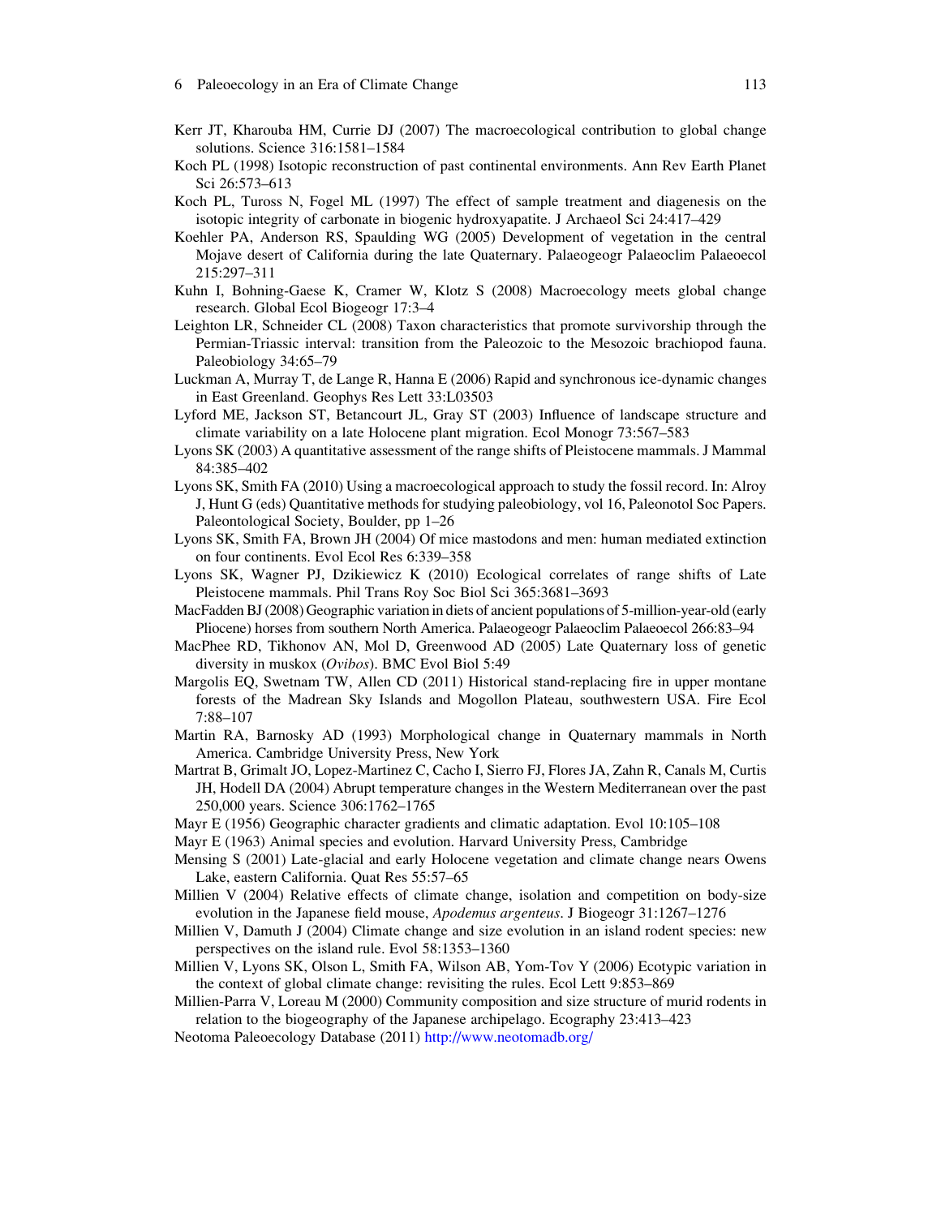Kerr JT, Kharouba HM, Currie DJ (2007) The macroecological contribution to global change solutions. Science 316:1581–1584

Koch PL (1998) Isotopic reconstruction of past continental environments. Ann Rev Earth Planet Sci 26:573–613

Koch PL, Tuross N, Fogel ML (1997) The effect of sample treatment and diagenesis on the isotopic integrity of carbonate in biogenic hydroxyapatite. J Archaeol Sci 24:417–429

Koehler PA, Anderson RS, Spaulding WG (2005) Development of vegetation in the central Mojave desert of California during the late Quaternary. Palaeogeogr Palaeoclim Palaeoecol 215:297–311

Kuhn I, Bohning-Gaese K, Cramer W, Klotz S (2008) Macroecology meets global change research. Global Ecol Biogeogr 17:3–4

Leighton LR, Schneider CL (2008) Taxon characteristics that promote survivorship through the Permian-Triassic interval: transition from the Paleozoic to the Mesozoic brachiopod fauna. Paleobiology 34:65–79

Luckman A, Murray T, de Lange R, Hanna E (2006) Rapid and synchronous ice-dynamic changes in East Greenland. Geophys Res Lett 33:L03503

Lyford ME, Jackson ST, Betancourt JL, Gray ST (2003) Influence of landscape structure and climate variability on a late Holocene plant migration. Ecol Monogr 73:567–583

Lyons SK (2003) A quantitative assessment of the range shifts of Pleistocene mammals. J Mammal 84:385–402

Lyons SK, Smith FA (2010) Using a macroecological approach to study the fossil record. In: Alroy J, Hunt G (eds) Quantitative methods for studying paleobiology, vol 16, Paleonotol Soc Papers. Paleontological Society, Boulder, pp 1–26

Lyons SK, Smith FA, Brown JH (2004) Of mice mastodons and men: human mediated extinction on four continents. Evol Ecol Res 6:339–358

Lyons SK, Wagner PJ, Dzikiewicz K (2010) Ecological correlates of range shifts of Late Pleistocene mammals. Phil Trans Roy Soc Biol Sci 365:3681–3693

MacFadden BJ (2008) Geographic variation in diets of ancient populations of 5-million-year-old (early Pliocene) horses from southern North America. Palaeogeogr Palaeoclim Palaeoecol 266:83–94

MacPhee RD, Tikhonov AN, Mol D, Greenwood AD (2005) Late Quaternary loss of genetic diversity in muskox (*Ovibos*). BMC Evol Biol 5:49

Margolis EQ, Swetnam TW, Allen CD (2011) Historical stand-replacing fire in upper montane forests of the Madrean Sky Islands and Mogollon Plateau, southwestern USA. Fire Ecol 7:88–107

Martin RA, Barnosky AD (1993) Morphological change in Quaternary mammals in North America. Cambridge University Press, New York

Martrat B, Grimalt JO, Lopez-Martinez C, Cacho I, Sierro FJ, Flores JA, Zahn R, Canals M, Curtis JH, Hodell DA (2004) Abrupt temperature changes in the Western Mediterranean over the past 250,000 years. Science 306:1762–1765

Mayr E (1956) Geographic character gradients and climatic adaptation. Evol 10:105–108

Mayr E (1963) Animal species and evolution. Harvard University Press, Cambridge

Mensing S (2001) Late-glacial and early Holocene vegetation and climate change nears Owens Lake, eastern California. Quat Res 55:57–65

Millien V (2004) Relative effects of climate change, isolation and competition on body-size evolution in the Japanese field mouse, *Apodemus argenteus*. J Biogeogr 31:1267–1276

Millien V, Damuth J (2004) Climate change and size evolution in an island rodent species: new perspectives on the island rule. Evol 58:1353–1360

Millien V, Lyons SK, Olson L, Smith FA, Wilson AB, Yom-Tov Y (2006) Ecotypic variation in the context of global climate change: revisiting the rules. Ecol Lett 9:853–869

Millien-Parra V, Loreau M (2000) Community composition and size structure of murid rodents in relation to the biogeography of the Japanese archipelago. Ecography 23:413–423

Neotoma Paleoecology Database (2011) http://www.neotomadb.org/